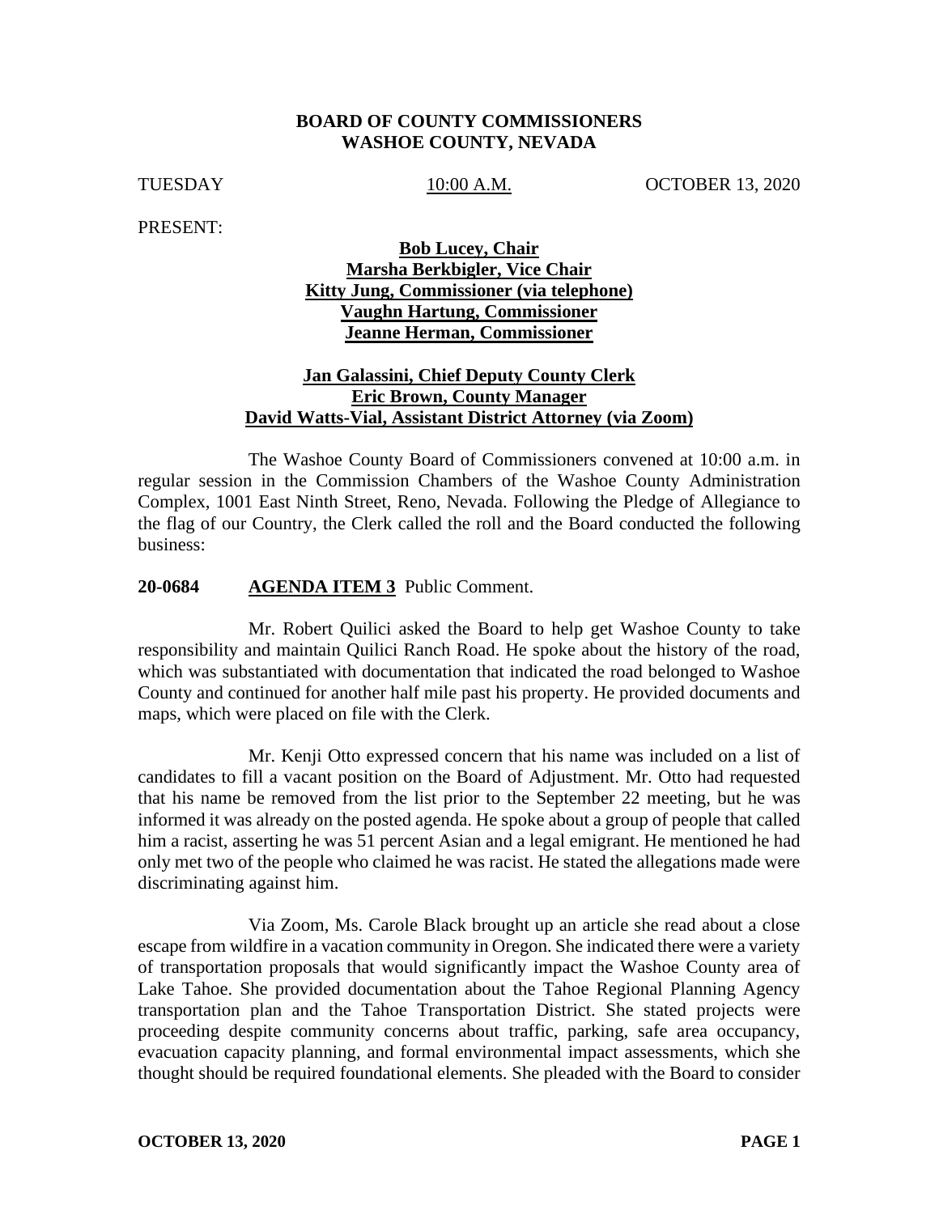**BOARD OF COUNTY COMMISSIONERS**
**WASHOE COUNTY, NEVADA**

TUESDAY 10:00 A.M. OCTOBER 13, 2020

PRESENT:

**Bob Lucey, Chair**
**Marsha Berkbigler, Vice Chair**
**Kitty Jung, Commissioner (via telephone)**
**Vaughn Hartung, Commissioner**
**Jeanne Herman, Commissioner**

**Jan Galassini, Chief Deputy County Clerk**
**Eric Brown, County Manager**
**David Watts-Vial, Assistant District Attorney (via Zoom)**

The Washoe County Board of Commissioners convened at 10:00 a.m. in regular session in the Commission Chambers of the Washoe County Administration Complex, 1001 East Ninth Street, Reno, Nevada. Following the Pledge of Allegiance to the flag of our Country, the Clerk called the roll and the Board conducted the following business:

**20-0684 AGENDA ITEM 3** Public Comment.

Mr. Robert Quilici asked the Board to help get Washoe County to take responsibility and maintain Quilici Ranch Road. He spoke about the history of the road, which was substantiated with documentation that indicated the road belonged to Washoe County and continued for another half mile past his property. He provided documents and maps, which were placed on file with the Clerk.

Mr. Kenji Otto expressed concern that his name was included on a list of candidates to fill a vacant position on the Board of Adjustment. Mr. Otto had requested that his name be removed from the list prior to the September 22 meeting, but he was informed it was already on the posted agenda. He spoke about a group of people that called him a racist, asserting he was 51 percent Asian and a legal emigrant. He mentioned he had only met two of the people who claimed he was racist. He stated the allegations made were discriminating against him.

Via Zoom, Ms. Carole Black brought up an article she read about a close escape from wildfire in a vacation community in Oregon. She indicated there were a variety of transportation proposals that would significantly impact the Washoe County area of Lake Tahoe. She provided documentation about the Tahoe Regional Planning Agency transportation plan and the Tahoe Transportation District. She stated projects were proceeding despite community concerns about traffic, parking, safe area occupancy, evacuation capacity planning, and formal environmental impact assessments, which she thought should be required foundational elements. She pleaded with the Board to consider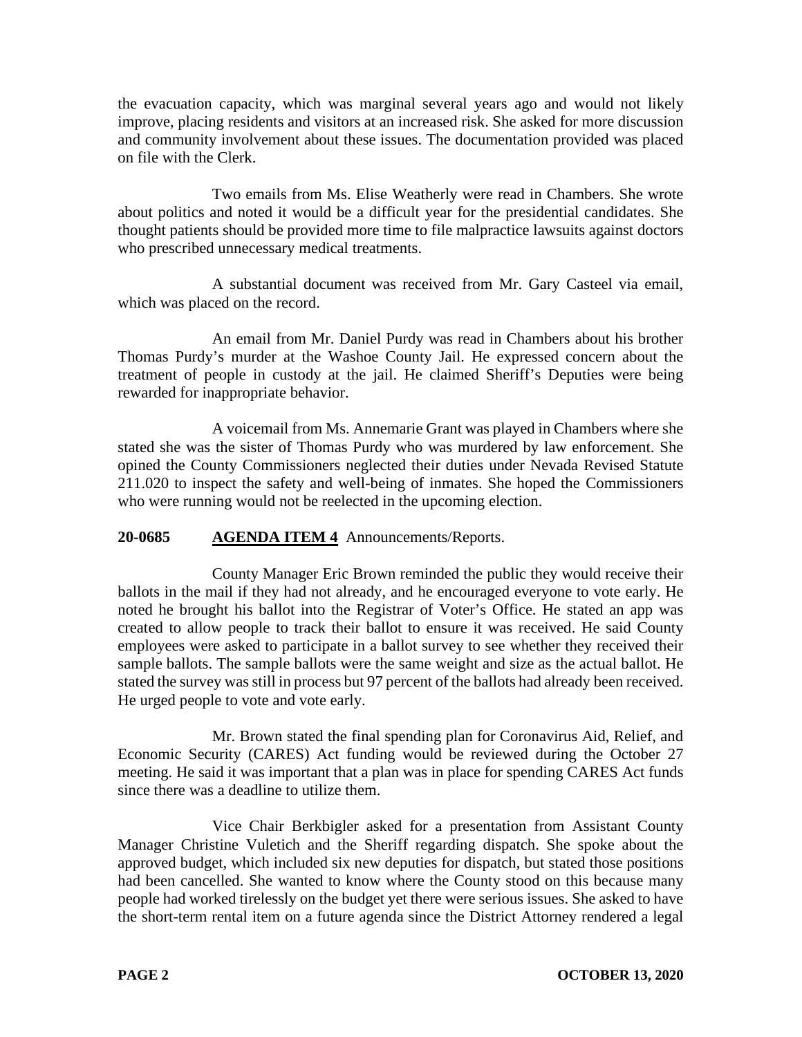the evacuation capacity, which was marginal several years ago and would not likely improve, placing residents and visitors at an increased risk. She asked for more discussion and community involvement about these issues. The documentation provided was placed on file with the Clerk.

Two emails from Ms. Elise Weatherly were read in Chambers. She wrote about politics and noted it would be a difficult year for the presidential candidates. She thought patients should be provided more time to file malpractice lawsuits against doctors who prescribed unnecessary medical treatments.

A substantial document was received from Mr. Gary Casteel via email, which was placed on the record.

An email from Mr. Daniel Purdy was read in Chambers about his brother Thomas Purdy's murder at the Washoe County Jail. He expressed concern about the treatment of people in custody at the jail. He claimed Sheriff's Deputies were being rewarded for inappropriate behavior.

A voicemail from Ms. Annemarie Grant was played in Chambers where she stated she was the sister of Thomas Purdy who was murdered by law enforcement. She opined the County Commissioners neglected their duties under Nevada Revised Statute 211.020 to inspect the safety and well-being of inmates. She hoped the Commissioners who were running would not be reelected in the upcoming election.

**20-0685 AGENDA ITEM 4** Announcements/Reports.

County Manager Eric Brown reminded the public they would receive their ballots in the mail if they had not already, and he encouraged everyone to vote early. He noted he brought his ballot into the Registrar of Voter's Office. He stated an app was created to allow people to track their ballot to ensure it was received. He said County employees were asked to participate in a ballot survey to see whether they received their sample ballots. The sample ballots were the same weight and size as the actual ballot. He stated the survey was still in process but 97 percent of the ballots had already been received. He urged people to vote and vote early.

Mr. Brown stated the final spending plan for Coronavirus Aid, Relief, and Economic Security (CARES) Act funding would be reviewed during the October 27 meeting. He said it was important that a plan was in place for spending CARES Act funds since there was a deadline to utilize them.

Vice Chair Berkbigler asked for a presentation from Assistant County Manager Christine Vuletich and the Sheriff regarding dispatch. She spoke about the approved budget, which included six new deputies for dispatch, but stated those positions had been cancelled. She wanted to know where the County stood on this because many people had worked tirelessly on the budget yet there were serious issues. She asked to have the short-term rental item on a future agenda since the District Attorney rendered a legal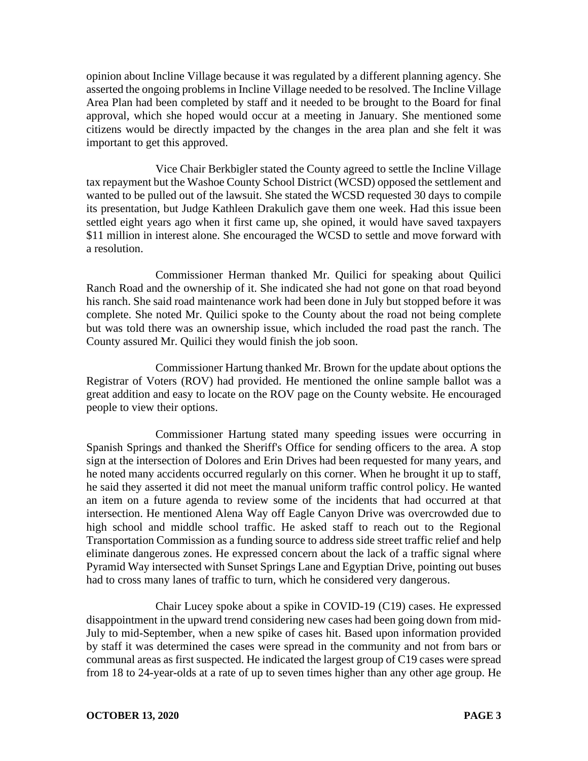opinion about Incline Village because it was regulated by a different planning agency. She asserted the ongoing problems in Incline Village needed to be resolved. The Incline Village Area Plan had been completed by staff and it needed to be brought to the Board for final approval, which she hoped would occur at a meeting in January. She mentioned some citizens would be directly impacted by the changes in the area plan and she felt it was important to get this approved.

Vice Chair Berkbigler stated the County agreed to settle the Incline Village tax repayment but the Washoe County School District (WCSD) opposed the settlement and wanted to be pulled out of the lawsuit. She stated the WCSD requested 30 days to compile its presentation, but Judge Kathleen Drakulich gave them one week. Had this issue been settled eight years ago when it first came up, she opined, it would have saved taxpayers \$11 million in interest alone. She encouraged the WCSD to settle and move forward with a resolution.

Commissioner Herman thanked Mr. Quilici for speaking about Quilici Ranch Road and the ownership of it. She indicated she had not gone on that road beyond his ranch. She said road maintenance work had been done in July but stopped before it was complete. She noted Mr. Quilici spoke to the County about the road not being complete but was told there was an ownership issue, which included the road past the ranch. The County assured Mr. Quilici they would finish the job soon.

Commissioner Hartung thanked Mr. Brown for the update about options the Registrar of Voters (ROV) had provided. He mentioned the online sample ballot was a great addition and easy to locate on the ROV page on the County website. He encouraged people to view their options.

Commissioner Hartung stated many speeding issues were occurring in Spanish Springs and thanked the Sheriff's Office for sending officers to the area. A stop sign at the intersection of Dolores and Erin Drives had been requested for many years, and he noted many accidents occurred regularly on this corner. When he brought it up to staff, he said they asserted it did not meet the manual uniform traffic control policy. He wanted an item on a future agenda to review some of the incidents that had occurred at that intersection. He mentioned Alena Way off Eagle Canyon Drive was overcrowded due to high school and middle school traffic. He asked staff to reach out to the Regional Transportation Commission as a funding source to address side street traffic relief and help eliminate dangerous zones. He expressed concern about the lack of a traffic signal where Pyramid Way intersected with Sunset Springs Lane and Egyptian Drive, pointing out buses had to cross many lanes of traffic to turn, which he considered very dangerous.

Chair Lucey spoke about a spike in COVID-19 (C19) cases. He expressed disappointment in the upward trend considering new cases had been going down from mid-July to mid-September, when a new spike of cases hit. Based upon information provided by staff it was determined the cases were spread in the community and not from bars or communal areas as first suspected. He indicated the largest group of C19 cases were spread from 18 to 24-year-olds at a rate of up to seven times higher than any other age group. He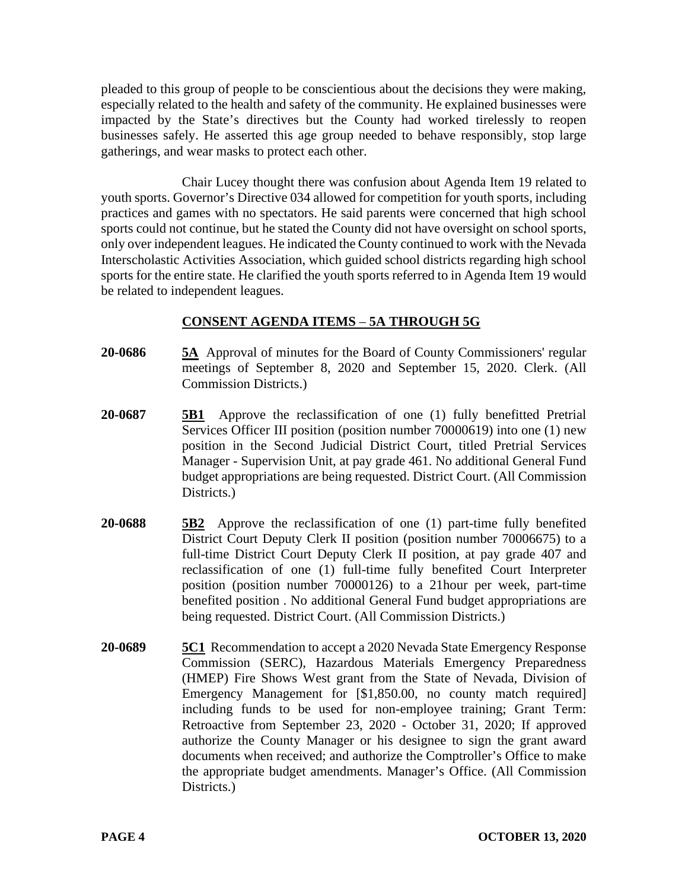pleaded to this group of people to be conscientious about the decisions they were making, especially related to the health and safety of the community. He explained businesses were impacted by the State's directives but the County had worked tirelessly to reopen businesses safely. He asserted this age group needed to behave responsibly, stop large gatherings, and wear masks to protect each other.

Chair Lucey thought there was confusion about Agenda Item 19 related to youth sports. Governor's Directive 034 allowed for competition for youth sports, including practices and games with no spectators. He said parents were concerned that high school sports could not continue, but he stated the County did not have oversight on school sports, only over independent leagues. He indicated the County continued to work with the Nevada Interscholastic Activities Association, which guided school districts regarding high school sports for the entire state. He clarified the youth sports referred to in Agenda Item 19 would be related to independent leagues.

## CONSENT AGENDA ITEMS – 5A THROUGH 5G

**20-0686** **5A** Approval of minutes for the Board of County Commissioners' regular meetings of September 8, 2020 and September 15, 2020. Clerk. (All Commission Districts.)

**20-0687** **5B1** Approve the reclassification of one (1) fully benefitted Pretrial Services Officer III position (position number 70000619) into one (1) new position in the Second Judicial District Court, titled Pretrial Services Manager - Supervision Unit, at pay grade 461. No additional General Fund budget appropriations are being requested. District Court. (All Commission Districts.)

**20-0688** **5B2** Approve the reclassification of one (1) part-time fully benefited District Court Deputy Clerk II position (position number 70006675) to a full-time District Court Deputy Clerk II position, at pay grade 407 and reclassification of one (1) full-time fully benefited Court Interpreter position (position number 70000126) to a 21hour per week, part-time benefited position . No additional General Fund budget appropriations are being requested. District Court. (All Commission Districts.)

**20-0689** **5C1** Recommendation to accept a 2020 Nevada State Emergency Response Commission (SERC), Hazardous Materials Emergency Preparedness (HMEP) Fire Shows West grant from the State of Nevada, Division of Emergency Management for [$1,850.00, no county match required] including funds to be used for non-employee training; Grant Term: Retroactive from September 23, 2020 - October 31, 2020; If approved authorize the County Manager or his designee to sign the grant award documents when received; and authorize the Comptroller's Office to make the appropriate budget amendments. Manager's Office. (All Commission Districts.)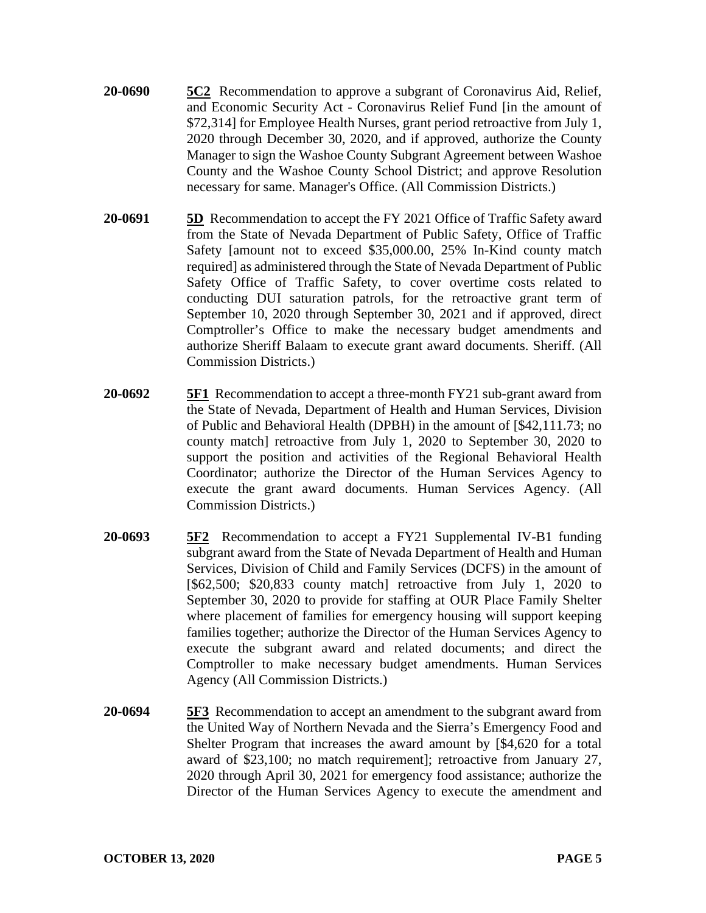**20-0690** **5C2** Recommendation to approve a subgrant of Coronavirus Aid, Relief, and Economic Security Act - Coronavirus Relief Fund [in the amount of $72,314] for Employee Health Nurses, grant period retroactive from July 1, 2020 through December 30, 2020, and if approved, authorize the County Manager to sign the Washoe County Subgrant Agreement between Washoe County and the Washoe County School District; and approve Resolution necessary for same. Manager's Office. (All Commission Districts.)

**20-0691** **5D** Recommendation to accept the FY 2021 Office of Traffic Safety award from the State of Nevada Department of Public Safety, Office of Traffic Safety [amount not to exceed $35,000.00, 25% In-Kind county match required] as administered through the State of Nevada Department of Public Safety Office of Traffic Safety, to cover overtime costs related to conducting DUI saturation patrols, for the retroactive grant term of September 10, 2020 through September 30, 2021 and if approved, direct Comptroller's Office to make the necessary budget amendments and authorize Sheriff Balaam to execute grant award documents. Sheriff. (All Commission Districts.)

**20-0692** **5F1** Recommendation to accept a three-month FY21 sub-grant award from the State of Nevada, Department of Health and Human Services, Division of Public and Behavioral Health (DPBH) in the amount of [$42,111.73; no county match] retroactive from July 1, 2020 to September 30, 2020 to support the position and activities of the Regional Behavioral Health Coordinator; authorize the Director of the Human Services Agency to execute the grant award documents. Human Services Agency. (All Commission Districts.)

**20-0693** **5F2** Recommendation to accept a FY21 Supplemental IV-B1 funding subgrant award from the State of Nevada Department of Health and Human Services, Division of Child and Family Services (DCFS) in the amount of [$62,500; $20,833 county match] retroactive from July 1, 2020 to September 30, 2020 to provide for staffing at OUR Place Family Shelter where placement of families for emergency housing will support keeping families together; authorize the Director of the Human Services Agency to execute the subgrant award and related documents; and direct the Comptroller to make necessary budget amendments. Human Services Agency (All Commission Districts.)

**20-0694** **5F3** Recommendation to accept an amendment to the subgrant award from the United Way of Northern Nevada and the Sierra's Emergency Food and Shelter Program that increases the award amount by [$4,620 for a total award of $23,100; no match requirement]; retroactive from January 27, 2020 through April 30, 2021 for emergency food assistance; authorize the Director of the Human Services Agency to execute the amendment and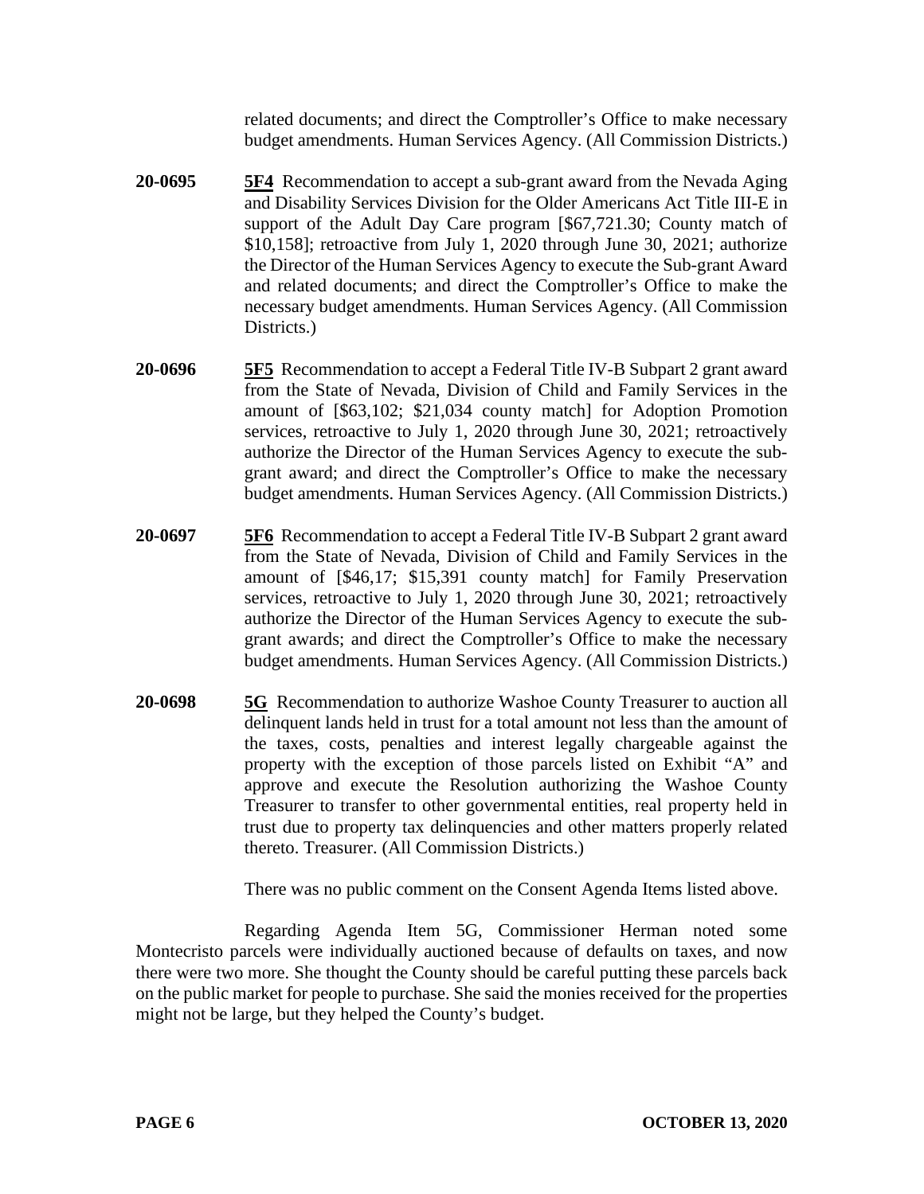related documents; and direct the Comptroller's Office to make necessary budget amendments. Human Services Agency. (All Commission Districts.)

**20-0695** **5F4** Recommendation to accept a sub-grant award from the Nevada Aging and Disability Services Division for the Older Americans Act Title III-E in support of the Adult Day Care program [$67,721.30; County match of $10,158]; retroactive from July 1, 2020 through June 30, 2021; authorize the Director of the Human Services Agency to execute the Sub-grant Award and related documents; and direct the Comptroller's Office to make the necessary budget amendments. Human Services Agency. (All Commission Districts.)

**20-0696** **5F5** Recommendation to accept a Federal Title IV-B Subpart 2 grant award from the State of Nevada, Division of Child and Family Services in the amount of [$63,102; $21,034 county match] for Adoption Promotion services, retroactive to July 1, 2020 through June 30, 2021; retroactively authorize the Director of the Human Services Agency to execute the sub-grant award; and direct the Comptroller's Office to make the necessary budget amendments. Human Services Agency. (All Commission Districts.)

**20-0697** **5F6** Recommendation to accept a Federal Title IV-B Subpart 2 grant award from the State of Nevada, Division of Child and Family Services in the amount of [$46,17; $15,391 county match] for Family Preservation services, retroactive to July 1, 2020 through June 30, 2021; retroactively authorize the Director of the Human Services Agency to execute the sub-grant awards; and direct the Comptroller's Office to make the necessary budget amendments. Human Services Agency. (All Commission Districts.)

**20-0698** **5G** Recommendation to authorize Washoe County Treasurer to auction all delinquent lands held in trust for a total amount not less than the amount of the taxes, costs, penalties and interest legally chargeable against the property with the exception of those parcels listed on Exhibit "A" and approve and execute the Resolution authorizing the Washoe County Treasurer to transfer to other governmental entities, real property held in trust due to property tax delinquencies and other matters properly related thereto. Treasurer. (All Commission Districts.)

There was no public comment on the Consent Agenda Items listed above.

Regarding Agenda Item 5G, Commissioner Herman noted some Montecristo parcels were individually auctioned because of defaults on taxes, and now there were two more. She thought the County should be careful putting these parcels back on the public market for people to purchase. She said the monies received for the properties might not be large, but they helped the County's budget.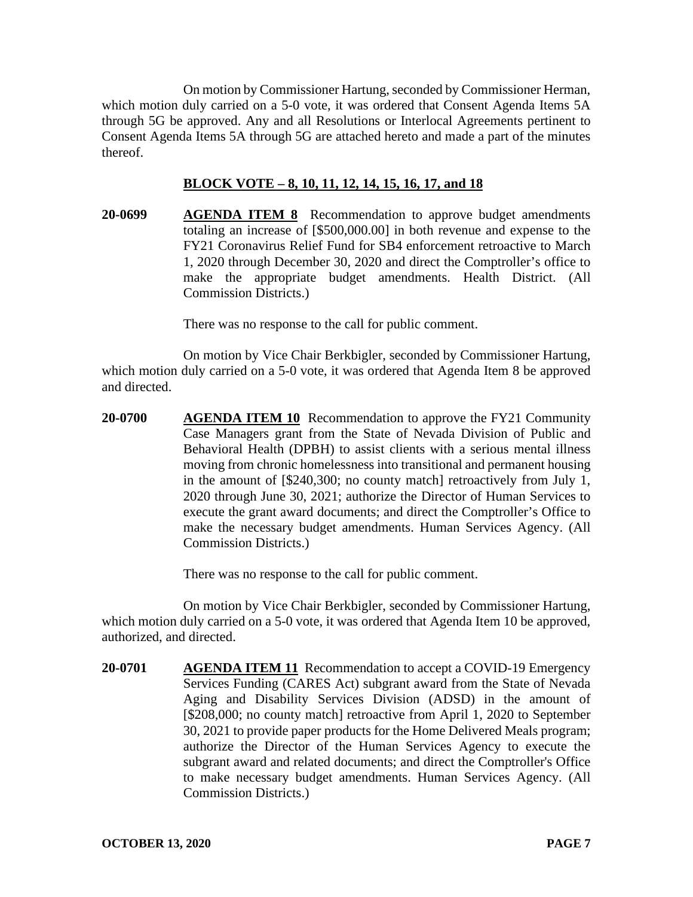On motion by Commissioner Hartung, seconded by Commissioner Herman, which motion duly carried on a 5-0 vote, it was ordered that Consent Agenda Items 5A through 5G be approved. Any and all Resolutions or Interlocal Agreements pertinent to Consent Agenda Items 5A through 5G are attached hereto and made a part of the minutes thereof.

**BLOCK VOTE – 8, 10, 11, 12, 14, 15, 16, 17, and 18**

**20-0699** **AGENDA ITEM 8** Recommendation to approve budget amendments totaling an increase of [$500,000.00] in both revenue and expense to the FY21 Coronavirus Relief Fund for SB4 enforcement retroactive to March 1, 2020 through December 30, 2020 and direct the Comptroller's office to make the appropriate budget amendments. Health District. (All Commission Districts.)

There was no response to the call for public comment.

On motion by Vice Chair Berkbigler, seconded by Commissioner Hartung, which motion duly carried on a 5-0 vote, it was ordered that Agenda Item 8 be approved and directed.

**20-0700** **AGENDA ITEM 10** Recommendation to approve the FY21 Community Case Managers grant from the State of Nevada Division of Public and Behavioral Health (DPBH) to assist clients with a serious mental illness moving from chronic homelessness into transitional and permanent housing in the amount of [$240,300; no county match] retroactively from July 1, 2020 through June 30, 2021; authorize the Director of Human Services to execute the grant award documents; and direct the Comptroller's Office to make the necessary budget amendments. Human Services Agency. (All Commission Districts.)

There was no response to the call for public comment.

On motion by Vice Chair Berkbigler, seconded by Commissioner Hartung, which motion duly carried on a 5-0 vote, it was ordered that Agenda Item 10 be approved, authorized, and directed.

**20-0701** **AGENDA ITEM 11** Recommendation to accept a COVID-19 Emergency Services Funding (CARES Act) subgrant award from the State of Nevada Aging and Disability Services Division (ADSD) in the amount of [$208,000; no county match] retroactive from April 1, 2020 to September 30, 2021 to provide paper products for the Home Delivered Meals program; authorize the Director of the Human Services Agency to execute the subgrant award and related documents; and direct the Comptroller's Office to make necessary budget amendments. Human Services Agency. (All Commission Districts.)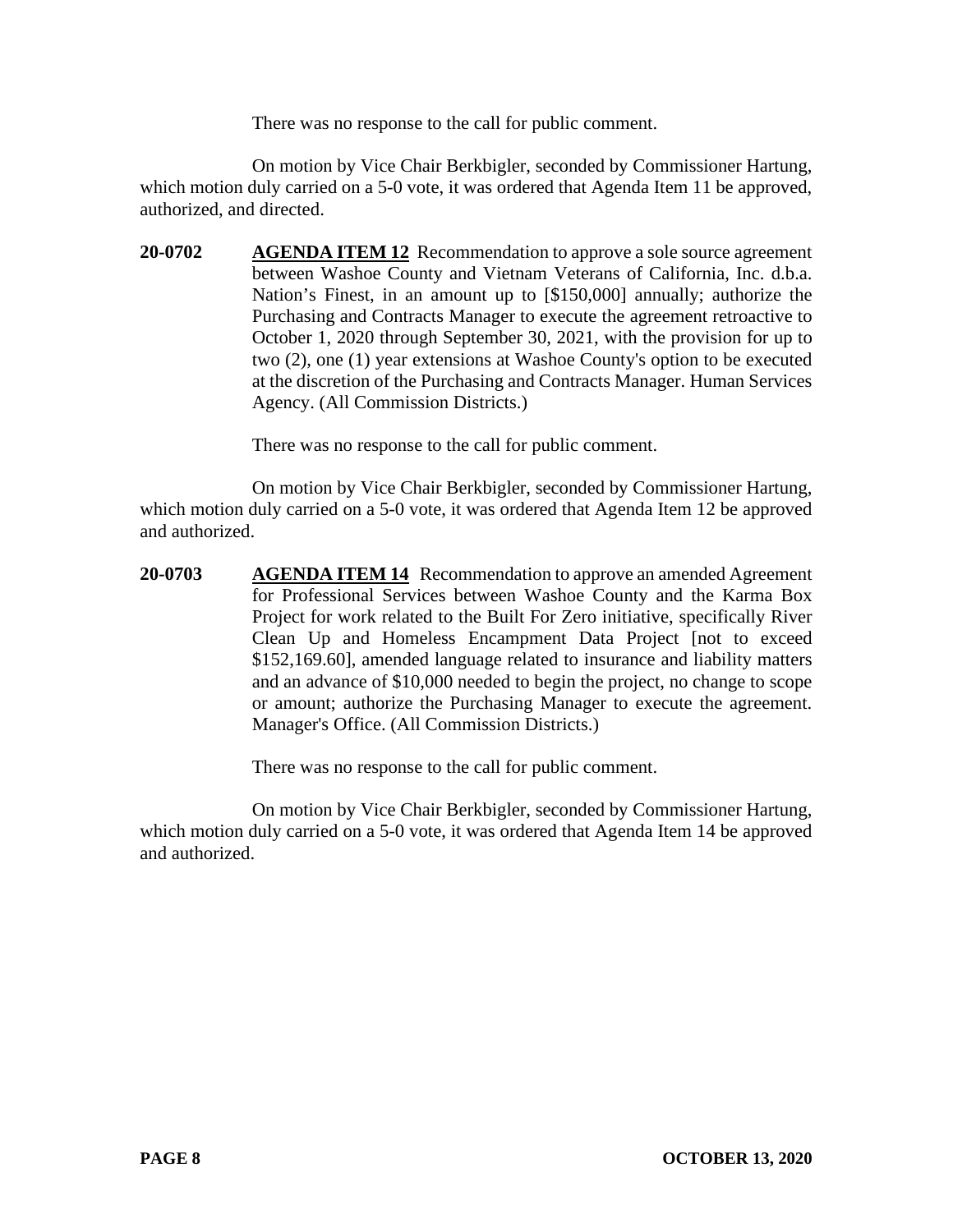There was no response to the call for public comment.

On motion by Vice Chair Berkbigler, seconded by Commissioner Hartung, which motion duly carried on a 5-0 vote, it was ordered that Agenda Item 11 be approved, authorized, and directed.

**20-0702** **AGENDA ITEM 12** Recommendation to approve a sole source agreement between Washoe County and Vietnam Veterans of California, Inc. d.b.a. Nation's Finest, in an amount up to [$150,000] annually; authorize the Purchasing and Contracts Manager to execute the agreement retroactive to October 1, 2020 through September 30, 2021, with the provision for up to two (2), one (1) year extensions at Washoe County's option to be executed at the discretion of the Purchasing and Contracts Manager. Human Services Agency. (All Commission Districts.)

There was no response to the call for public comment.

On motion by Vice Chair Berkbigler, seconded by Commissioner Hartung, which motion duly carried on a 5-0 vote, it was ordered that Agenda Item 12 be approved and authorized.

**20-0703** **AGENDA ITEM 14** Recommendation to approve an amended Agreement for Professional Services between Washoe County and the Karma Box Project for work related to the Built For Zero initiative, specifically River Clean Up and Homeless Encampment Data Project [not to exceed $152,169.60], amended language related to insurance and liability matters and an advance of $10,000 needed to begin the project, no change to scope or amount; authorize the Purchasing Manager to execute the agreement. Manager's Office. (All Commission Districts.)

There was no response to the call for public comment.

On motion by Vice Chair Berkbigler, seconded by Commissioner Hartung, which motion duly carried on a 5-0 vote, it was ordered that Agenda Item 14 be approved and authorized.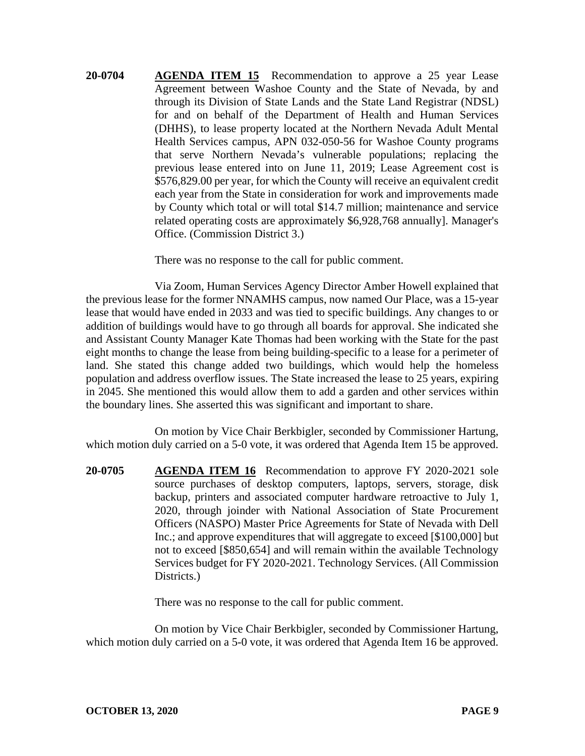**20-0704** **AGENDA ITEM 15** Recommendation to approve a 25 year Lease Agreement between Washoe County and the State of Nevada, by and through its Division of State Lands and the State Land Registrar (NDSL) for and on behalf of the Department of Health and Human Services (DHHS), to lease property located at the Northern Nevada Adult Mental Health Services campus, APN 032-050-56 for Washoe County programs that serve Northern Nevada's vulnerable populations; replacing the previous lease entered into on June 11, 2019; Lease Agreement cost is $576,829.00 per year, for which the County will receive an equivalent credit each year from the State in consideration for work and improvements made by County which total or will total $14.7 million; maintenance and service related operating costs are approximately $6,928,768 annually]. Manager's Office. (Commission District 3.)

There was no response to the call for public comment.

Via Zoom, Human Services Agency Director Amber Howell explained that the previous lease for the former NNAMHS campus, now named Our Place, was a 15-year lease that would have ended in 2033 and was tied to specific buildings. Any changes to or addition of buildings would have to go through all boards for approval. She indicated she and Assistant County Manager Kate Thomas had been working with the State for the past eight months to change the lease from being building-specific to a lease for a perimeter of land. She stated this change added two buildings, which would help the homeless population and address overflow issues. The State increased the lease to 25 years, expiring in 2045. She mentioned this would allow them to add a garden and other services within the boundary lines. She asserted this was significant and important to share.

On motion by Vice Chair Berkbigler, seconded by Commissioner Hartung, which motion duly carried on a 5-0 vote, it was ordered that Agenda Item 15 be approved.

**20-0705** **AGENDA ITEM 16** Recommendation to approve FY 2020-2021 sole source purchases of desktop computers, laptops, servers, storage, disk backup, printers and associated computer hardware retroactive to July 1, 2020, through joinder with National Association of State Procurement Officers (NASPO) Master Price Agreements for State of Nevada with Dell Inc.; and approve expenditures that will aggregate to exceed [$100,000] but not to exceed [$850,654] and will remain within the available Technology Services budget for FY 2020-2021. Technology Services. (All Commission Districts.)

There was no response to the call for public comment.

On motion by Vice Chair Berkbigler, seconded by Commissioner Hartung, which motion duly carried on a 5-0 vote, it was ordered that Agenda Item 16 be approved.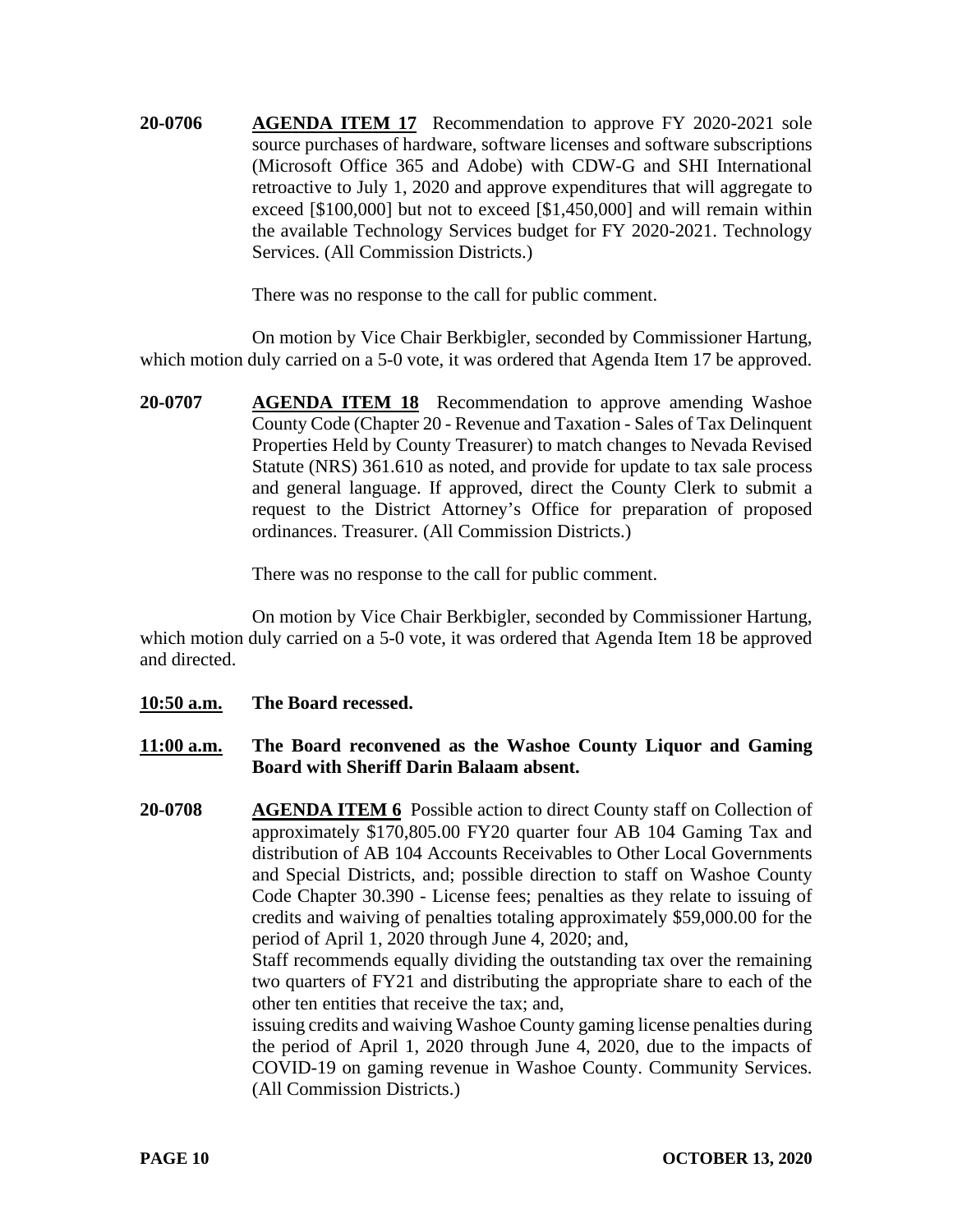**20-0706** **AGENDA ITEM 17** Recommendation to approve FY 2020-2021 sole source purchases of hardware, software licenses and software subscriptions (Microsoft Office 365 and Adobe) with CDW-G and SHI International retroactive to July 1, 2020 and approve expenditures that will aggregate to exceed [$100,000] but not to exceed [$1,450,000] and will remain within the available Technology Services budget for FY 2020-2021. Technology Services. (All Commission Districts.)

There was no response to the call for public comment.

On motion by Vice Chair Berkbigler, seconded by Commissioner Hartung, which motion duly carried on a 5-0 vote, it was ordered that Agenda Item 17 be approved.

**20-0707** **AGENDA ITEM 18** Recommendation to approve amending Washoe County Code (Chapter 20 - Revenue and Taxation - Sales of Tax Delinquent Properties Held by County Treasurer) to match changes to Nevada Revised Statute (NRS) 361.610 as noted, and provide for update to tax sale process and general language. If approved, direct the County Clerk to submit a request to the District Attorney's Office for preparation of proposed ordinances. Treasurer. (All Commission Districts.)

There was no response to the call for public comment.

On motion by Vice Chair Berkbigler, seconded by Commissioner Hartung, which motion duly carried on a 5-0 vote, it was ordered that Agenda Item 18 be approved and directed.

**10:50 a.m.** **The Board recessed.**

**11:00 a.m.** **The Board reconvened as the Washoe County Liquor and Gaming Board with Sheriff Darin Balaam absent.**

**20-0708** **AGENDA ITEM 6** Possible action to direct County staff on Collection of approximately $170,805.00 FY20 quarter four AB 104 Gaming Tax and distribution of AB 104 Accounts Receivables to Other Local Governments and Special Districts, and; possible direction to staff on Washoe County Code Chapter 30.390 - License fees; penalties as they relate to issuing of credits and waiving of penalties totaling approximately $59,000.00 for the period of April 1, 2020 through June 4, 2020; and,

Staff recommends equally dividing the outstanding tax over the remaining two quarters of FY21 and distributing the appropriate share to each of the other ten entities that receive the tax; and,

issuing credits and waiving Washoe County gaming license penalties during the period of April 1, 2020 through June 4, 2020, due to the impacts of COVID-19 on gaming revenue in Washoe County. Community Services. (All Commission Districts.)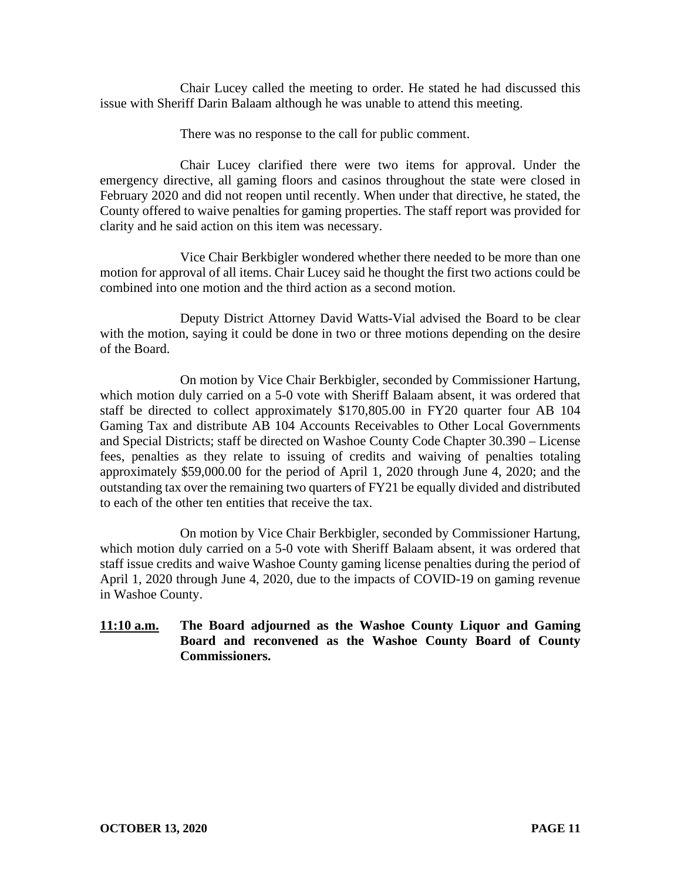Chair Lucey called the meeting to order. He stated he had discussed this issue with Sheriff Darin Balaam although he was unable to attend this meeting.

There was no response to the call for public comment.

Chair Lucey clarified there were two items for approval. Under the emergency directive, all gaming floors and casinos throughout the state were closed in February 2020 and did not reopen until recently. When under that directive, he stated, the County offered to waive penalties for gaming properties. The staff report was provided for clarity and he said action on this item was necessary.

Vice Chair Berkbigler wondered whether there needed to be more than one motion for approval of all items. Chair Lucey said he thought the first two actions could be combined into one motion and the third action as a second motion.

Deputy District Attorney David Watts-Vial advised the Board to be clear with the motion, saying it could be done in two or three motions depending on the desire of the Board.

On motion by Vice Chair Berkbigler, seconded by Commissioner Hartung, which motion duly carried on a 5-0 vote with Sheriff Balaam absent, it was ordered that staff be directed to collect approximately $170,805.00 in FY20 quarter four AB 104 Gaming Tax and distribute AB 104 Accounts Receivables to Other Local Governments and Special Districts; staff be directed on Washoe County Code Chapter 30.390 – License fees, penalties as they relate to issuing of credits and waiving of penalties totaling approximately $59,000.00 for the period of April 1, 2020 through June 4, 2020; and the outstanding tax over the remaining two quarters of FY21 be equally divided and distributed to each of the other ten entities that receive the tax.

On motion by Vice Chair Berkbigler, seconded by Commissioner Hartung, which motion duly carried on a 5-0 vote with Sheriff Balaam absent, it was ordered that staff issue credits and waive Washoe County gaming license penalties during the period of April 1, 2020 through June 4, 2020, due to the impacts of COVID-19 on gaming revenue in Washoe County.

**11:10 a.m. The Board adjourned as the Washoe County Liquor and Gaming Board and reconvened as the Washoe County Board of County Commissioners.**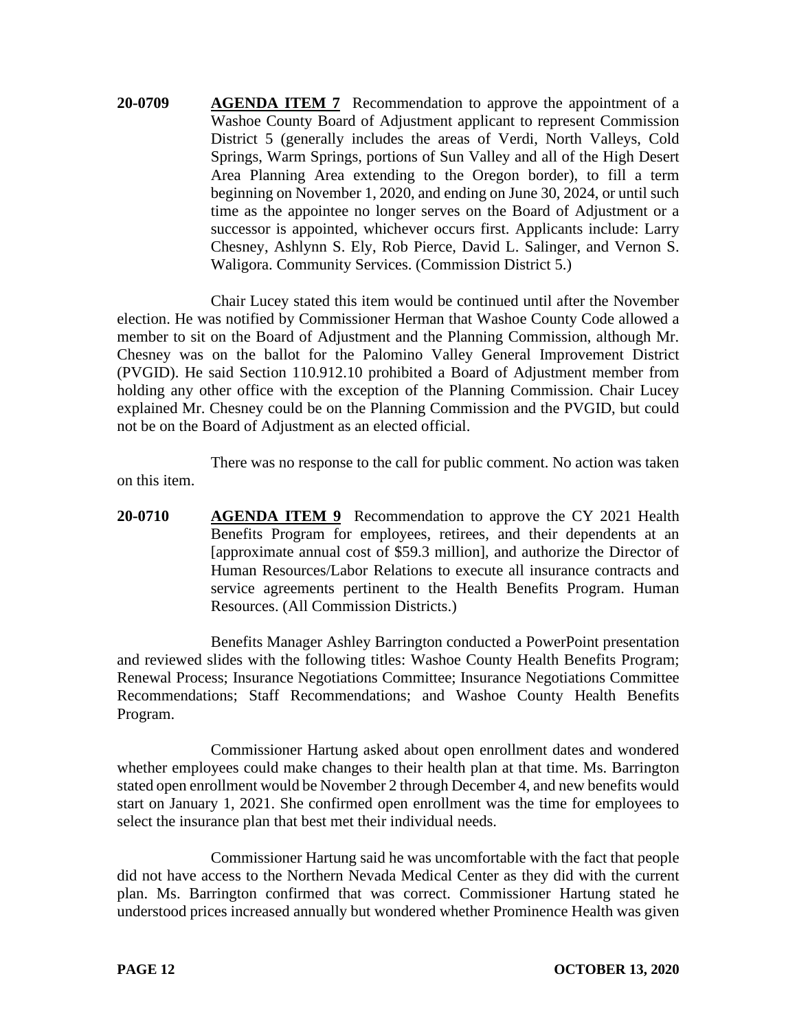**20-0709** **AGENDA ITEM 7** Recommendation to approve the appointment of a Washoe County Board of Adjustment applicant to represent Commission District 5 (generally includes the areas of Verdi, North Valleys, Cold Springs, Warm Springs, portions of Sun Valley and all of the High Desert Area Planning Area extending to the Oregon border), to fill a term beginning on November 1, 2020, and ending on June 30, 2024, or until such time as the appointee no longer serves on the Board of Adjustment or a successor is appointed, whichever occurs first. Applicants include: Larry Chesney, Ashlynn S. Ely, Rob Pierce, David L. Salinger, and Vernon S. Waligora. Community Services. (Commission District 5.)

Chair Lucey stated this item would be continued until after the November election. He was notified by Commissioner Herman that Washoe County Code allowed a member to sit on the Board of Adjustment and the Planning Commission, although Mr. Chesney was on the ballot for the Palomino Valley General Improvement District (PVGID). He said Section 110.912.10 prohibited a Board of Adjustment member from holding any other office with the exception of the Planning Commission. Chair Lucey explained Mr. Chesney could be on the Planning Commission and the PVGID, but could not be on the Board of Adjustment as an elected official.

There was no response to the call for public comment. No action was taken on this item.

**20-0710** **AGENDA ITEM 9** Recommendation to approve the CY 2021 Health Benefits Program for employees, retirees, and their dependents at an [approximate annual cost of $59.3 million], and authorize the Director of Human Resources/Labor Relations to execute all insurance contracts and service agreements pertinent to the Health Benefits Program. Human Resources. (All Commission Districts.)

Benefits Manager Ashley Barrington conducted a PowerPoint presentation and reviewed slides with the following titles: Washoe County Health Benefits Program; Renewal Process; Insurance Negotiations Committee; Insurance Negotiations Committee Recommendations; Staff Recommendations; and Washoe County Health Benefits Program.

Commissioner Hartung asked about open enrollment dates and wondered whether employees could make changes to their health plan at that time. Ms. Barrington stated open enrollment would be November 2 through December 4, and new benefits would start on January 1, 2021. She confirmed open enrollment was the time for employees to select the insurance plan that best met their individual needs.

Commissioner Hartung said he was uncomfortable with the fact that people did not have access to the Northern Nevada Medical Center as they did with the current plan. Ms. Barrington confirmed that was correct. Commissioner Hartung stated he understood prices increased annually but wondered whether Prominence Health was given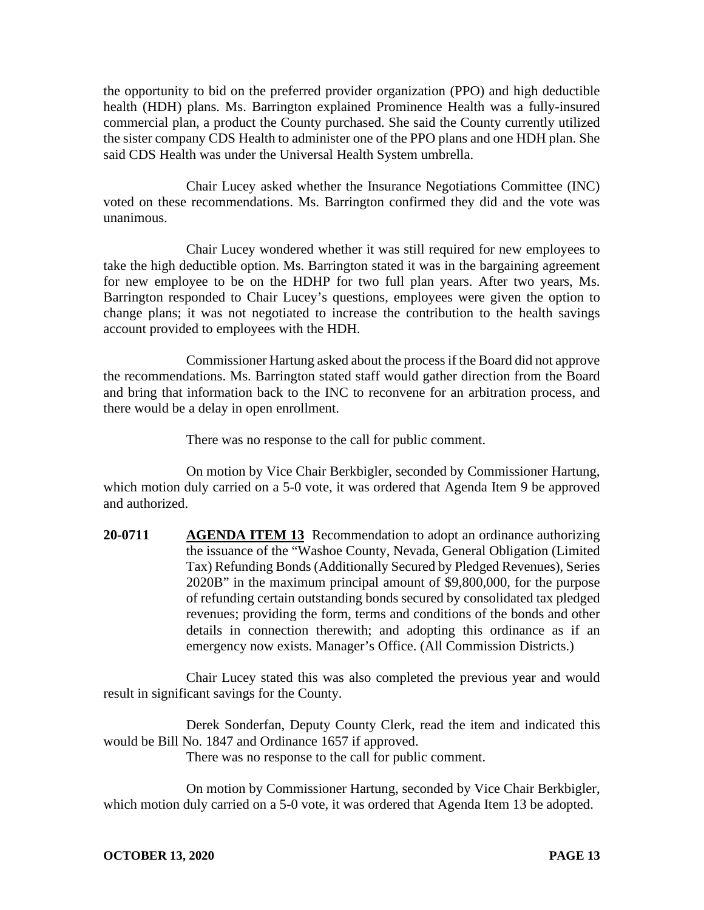the opportunity to bid on the preferred provider organization (PPO) and high deductible health (HDH) plans. Ms. Barrington explained Prominence Health was a fully-insured commercial plan, a product the County purchased. She said the County currently utilized the sister company CDS Health to administer one of the PPO plans and one HDH plan. She said CDS Health was under the Universal Health System umbrella.

Chair Lucey asked whether the Insurance Negotiations Committee (INC) voted on these recommendations. Ms. Barrington confirmed they did and the vote was unanimous.

Chair Lucey wondered whether it was still required for new employees to take the high deductible option. Ms. Barrington stated it was in the bargaining agreement for new employee to be on the HDHP for two full plan years. After two years, Ms. Barrington responded to Chair Lucey's questions, employees were given the option to change plans; it was not negotiated to increase the contribution to the health savings account provided to employees with the HDH.

Commissioner Hartung asked about the process if the Board did not approve the recommendations. Ms. Barrington stated staff would gather direction from the Board and bring that information back to the INC to reconvene for an arbitration process, and there would be a delay in open enrollment.

There was no response to the call for public comment.

On motion by Vice Chair Berkbigler, seconded by Commissioner Hartung, which motion duly carried on a 5-0 vote, it was ordered that Agenda Item 9 be approved and authorized.

**20-0711** **AGENDA ITEM 13** Recommendation to adopt an ordinance authorizing the issuance of the "Washoe County, Nevada, General Obligation (Limited Tax) Refunding Bonds (Additionally Secured by Pledged Revenues), Series 2020B" in the maximum principal amount of $9,800,000, for the purpose of refunding certain outstanding bonds secured by consolidated tax pledged revenues; providing the form, terms and conditions of the bonds and other details in connection therewith; and adopting this ordinance as if an emergency now exists. Manager's Office. (All Commission Districts.)

Chair Lucey stated this was also completed the previous year and would result in significant savings for the County.

Derek Sonderfan, Deputy County Clerk, read the item and indicated this would be Bill No. 1847 and Ordinance 1657 if approved.

There was no response to the call for public comment.

On motion by Commissioner Hartung, seconded by Vice Chair Berkbigler, which motion duly carried on a 5-0 vote, it was ordered that Agenda Item 13 be adopted.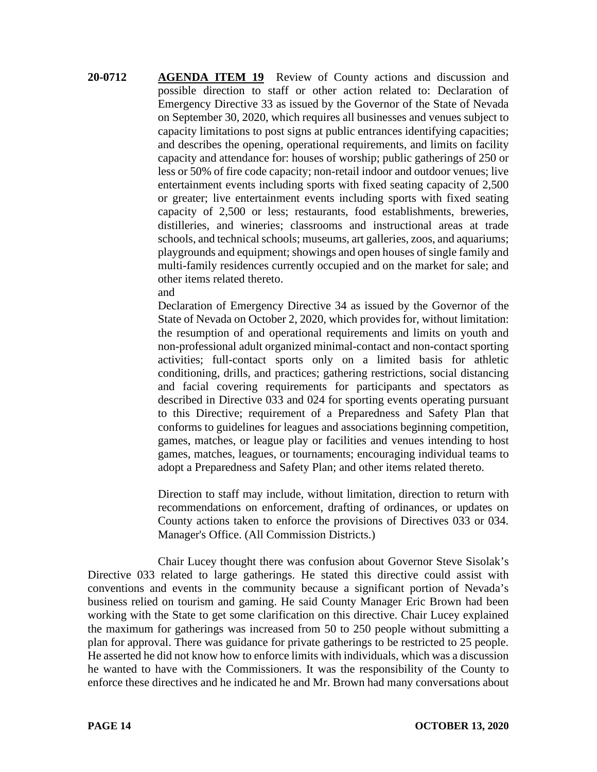**20-0712** **AGENDA ITEM 19** Review of County actions and discussion and possible direction to staff or other action related to: Declaration of Emergency Directive 33 as issued by the Governor of the State of Nevada on September 30, 2020, which requires all businesses and venues subject to capacity limitations to post signs at public entrances identifying capacities; and describes the opening, operational requirements, and limits on facility capacity and attendance for: houses of worship; public gatherings of 250 or less or 50% of fire code capacity; non-retail indoor and outdoor venues; live entertainment events including sports with fixed seating capacity of 2,500 or greater; live entertainment events including sports with fixed seating capacity of 2,500 or less; restaurants, food establishments, breweries, distilleries, and wineries; classrooms and instructional areas at trade schools, and technical schools; museums, art galleries, zoos, and aquariums; playgrounds and equipment; showings and open houses of single family and multi-family residences currently occupied and on the market for sale; and other items related thereto.

and

Declaration of Emergency Directive 34 as issued by the Governor of the State of Nevada on October 2, 2020, which provides for, without limitation: the resumption of and operational requirements and limits on youth and non-professional adult organized minimal-contact and non-contact sporting activities; full-contact sports only on a limited basis for athletic conditioning, drills, and practices; gathering restrictions, social distancing and facial covering requirements for participants and spectators as described in Directive 033 and 024 for sporting events operating pursuant to this Directive; requirement of a Preparedness and Safety Plan that conforms to guidelines for leagues and associations beginning competition, games, matches, or league play or facilities and venues intending to host games, matches, leagues, or tournaments; encouraging individual teams to adopt a Preparedness and Safety Plan; and other items related thereto.

Direction to staff may include, without limitation, direction to return with recommendations on enforcement, drafting of ordinances, or updates on County actions taken to enforce the provisions of Directives 033 or 034. Manager's Office. (All Commission Districts.)

Chair Lucey thought there was confusion about Governor Steve Sisolak's Directive 033 related to large gatherings. He stated this directive could assist with conventions and events in the community because a significant portion of Nevada's business relied on tourism and gaming. He said County Manager Eric Brown had been working with the State to get some clarification on this directive. Chair Lucey explained the maximum for gatherings was increased from 50 to 250 people without submitting a plan for approval. There was guidance for private gatherings to be restricted to 25 people. He asserted he did not know how to enforce limits with individuals, which was a discussion he wanted to have with the Commissioners. It was the responsibility of the County to enforce these directives and he indicated he and Mr. Brown had many conversations about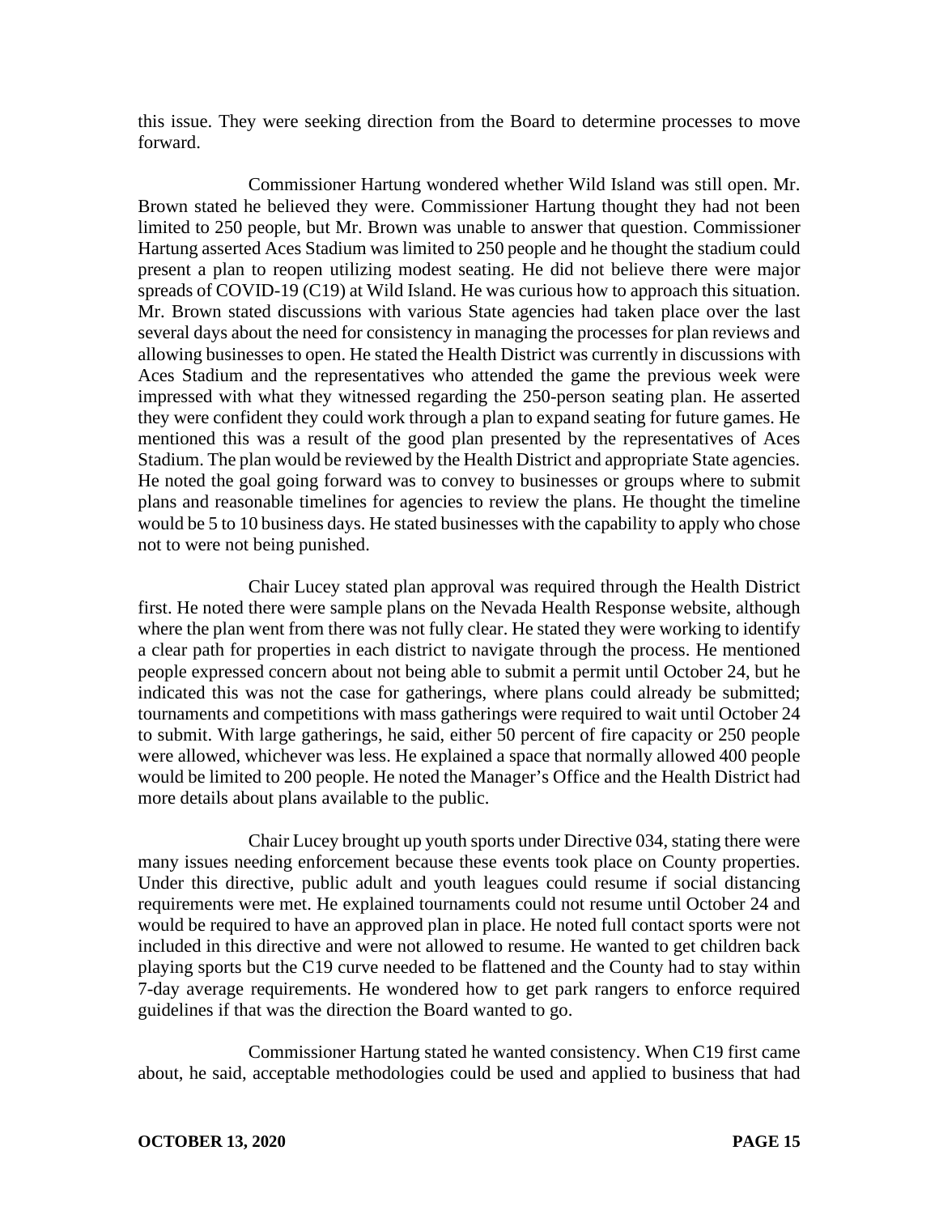this issue. They were seeking direction from the Board to determine processes to move forward.

Commissioner Hartung wondered whether Wild Island was still open. Mr. Brown stated he believed they were. Commissioner Hartung thought they had not been limited to 250 people, but Mr. Brown was unable to answer that question. Commissioner Hartung asserted Aces Stadium was limited to 250 people and he thought the stadium could present a plan to reopen utilizing modest seating. He did not believe there were major spreads of COVID-19 (C19) at Wild Island. He was curious how to approach this situation. Mr. Brown stated discussions with various State agencies had taken place over the last several days about the need for consistency in managing the processes for plan reviews and allowing businesses to open. He stated the Health District was currently in discussions with Aces Stadium and the representatives who attended the game the previous week were impressed with what they witnessed regarding the 250-person seating plan. He asserted they were confident they could work through a plan to expand seating for future games. He mentioned this was a result of the good plan presented by the representatives of Aces Stadium. The plan would be reviewed by the Health District and appropriate State agencies. He noted the goal going forward was to convey to businesses or groups where to submit plans and reasonable timelines for agencies to review the plans. He thought the timeline would be 5 to 10 business days. He stated businesses with the capability to apply who chose not to were not being punished.

Chair Lucey stated plan approval was required through the Health District first. He noted there were sample plans on the Nevada Health Response website, although where the plan went from there was not fully clear. He stated they were working to identify a clear path for properties in each district to navigate through the process. He mentioned people expressed concern about not being able to submit a permit until October 24, but he indicated this was not the case for gatherings, where plans could already be submitted; tournaments and competitions with mass gatherings were required to wait until October 24 to submit. With large gatherings, he said, either 50 percent of fire capacity or 250 people were allowed, whichever was less. He explained a space that normally allowed 400 people would be limited to 200 people. He noted the Manager's Office and the Health District had more details about plans available to the public.

Chair Lucey brought up youth sports under Directive 034, stating there were many issues needing enforcement because these events took place on County properties. Under this directive, public adult and youth leagues could resume if social distancing requirements were met. He explained tournaments could not resume until October 24 and would be required to have an approved plan in place. He noted full contact sports were not included in this directive and were not allowed to resume. He wanted to get children back playing sports but the C19 curve needed to be flattened and the County had to stay within 7-day average requirements. He wondered how to get park rangers to enforce required guidelines if that was the direction the Board wanted to go.

Commissioner Hartung stated he wanted consistency. When C19 first came about, he said, acceptable methodologies could be used and applied to business that had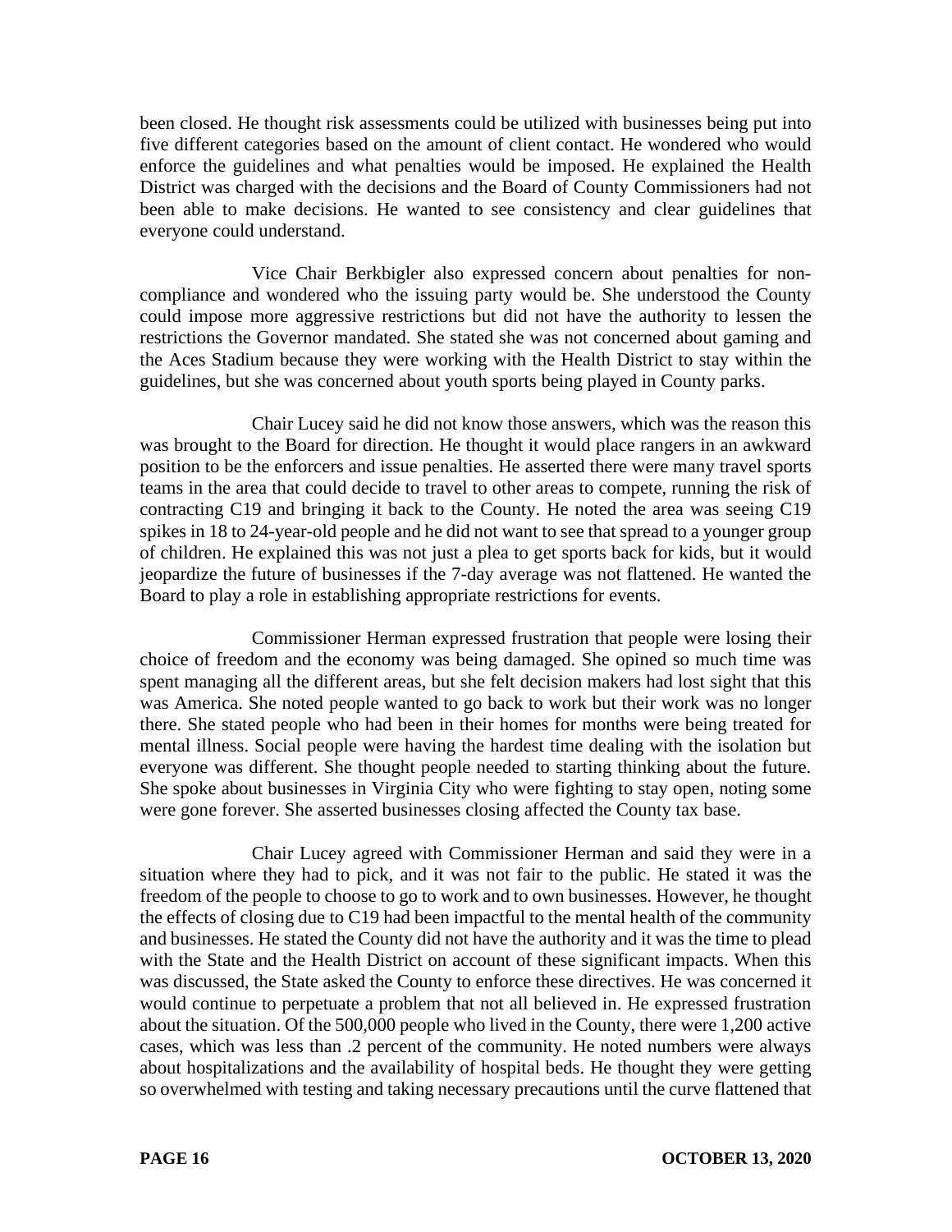been closed. He thought risk assessments could be utilized with businesses being put into five different categories based on the amount of client contact. He wondered who would enforce the guidelines and what penalties would be imposed. He explained the Health District was charged with the decisions and the Board of County Commissioners had not been able to make decisions. He wanted to see consistency and clear guidelines that everyone could understand.

Vice Chair Berkbigler also expressed concern about penalties for non-compliance and wondered who the issuing party would be. She understood the County could impose more aggressive restrictions but did not have the authority to lessen the restrictions the Governor mandated. She stated she was not concerned about gaming and the Aces Stadium because they were working with the Health District to stay within the guidelines, but she was concerned about youth sports being played in County parks.

Chair Lucey said he did not know those answers, which was the reason this was brought to the Board for direction. He thought it would place rangers in an awkward position to be the enforcers and issue penalties. He asserted there were many travel sports teams in the area that could decide to travel to other areas to compete, running the risk of contracting C19 and bringing it back to the County. He noted the area was seeing C19 spikes in 18 to 24-year-old people and he did not want to see that spread to a younger group of children. He explained this was not just a plea to get sports back for kids, but it would jeopardize the future of businesses if the 7-day average was not flattened. He wanted the Board to play a role in establishing appropriate restrictions for events.

Commissioner Herman expressed frustration that people were losing their choice of freedom and the economy was being damaged. She opined so much time was spent managing all the different areas, but she felt decision makers had lost sight that this was America. She noted people wanted to go back to work but their work was no longer there. She stated people who had been in their homes for months were being treated for mental illness. Social people were having the hardest time dealing with the isolation but everyone was different. She thought people needed to starting thinking about the future. She spoke about businesses in Virginia City who were fighting to stay open, noting some were gone forever. She asserted businesses closing affected the County tax base.

Chair Lucey agreed with Commissioner Herman and said they were in a situation where they had to pick, and it was not fair to the public. He stated it was the freedom of the people to choose to go to work and to own businesses. However, he thought the effects of closing due to C19 had been impactful to the mental health of the community and businesses. He stated the County did not have the authority and it was the time to plead with the State and the Health District on account of these significant impacts. When this was discussed, the State asked the County to enforce these directives. He was concerned it would continue to perpetuate a problem that not all believed in. He expressed frustration about the situation. Of the 500,000 people who lived in the County, there were 1,200 active cases, which was less than .2 percent of the community. He noted numbers were always about hospitalizations and the availability of hospital beds. He thought they were getting so overwhelmed with testing and taking necessary precautions until the curve flattened that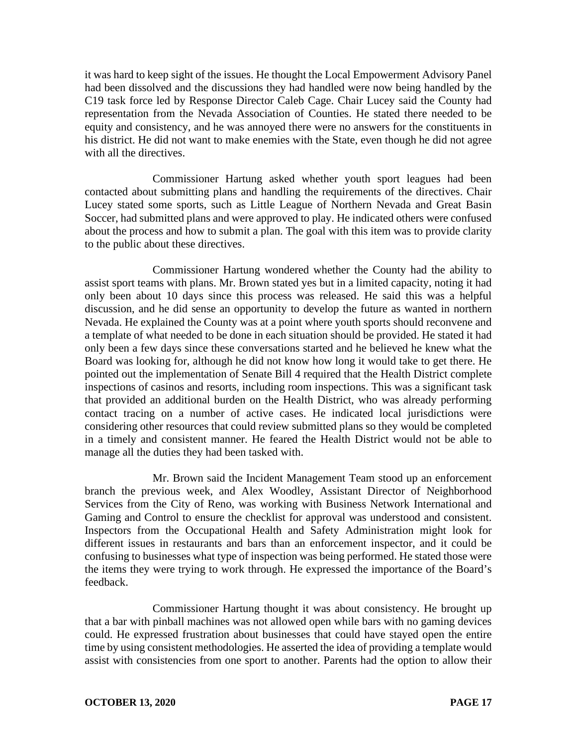it was hard to keep sight of the issues. He thought the Local Empowerment Advisory Panel had been dissolved and the discussions they had handled were now being handled by the C19 task force led by Response Director Caleb Cage. Chair Lucey said the County had representation from the Nevada Association of Counties. He stated there needed to be equity and consistency, and he was annoyed there were no answers for the constituents in his district. He did not want to make enemies with the State, even though he did not agree with all the directives.

Commissioner Hartung asked whether youth sport leagues had been contacted about submitting plans and handling the requirements of the directives. Chair Lucey stated some sports, such as Little League of Northern Nevada and Great Basin Soccer, had submitted plans and were approved to play. He indicated others were confused about the process and how to submit a plan. The goal with this item was to provide clarity to the public about these directives.

Commissioner Hartung wondered whether the County had the ability to assist sport teams with plans. Mr. Brown stated yes but in a limited capacity, noting it had only been about 10 days since this process was released. He said this was a helpful discussion, and he did sense an opportunity to develop the future as wanted in northern Nevada. He explained the County was at a point where youth sports should reconvene and a template of what needed to be done in each situation should be provided. He stated it had only been a few days since these conversations started and he believed he knew what the Board was looking for, although he did not know how long it would take to get there. He pointed out the implementation of Senate Bill 4 required that the Health District complete inspections of casinos and resorts, including room inspections. This was a significant task that provided an additional burden on the Health District, who was already performing contact tracing on a number of active cases. He indicated local jurisdictions were considering other resources that could review submitted plans so they would be completed in a timely and consistent manner. He feared the Health District would not be able to manage all the duties they had been tasked with.

Mr. Brown said the Incident Management Team stood up an enforcement branch the previous week, and Alex Woodley, Assistant Director of Neighborhood Services from the City of Reno, was working with Business Network International and Gaming and Control to ensure the checklist for approval was understood and consistent. Inspectors from the Occupational Health and Safety Administration might look for different issues in restaurants and bars than an enforcement inspector, and it could be confusing to businesses what type of inspection was being performed. He stated those were the items they were trying to work through. He expressed the importance of the Board's feedback.

Commissioner Hartung thought it was about consistency. He brought up that a bar with pinball machines was not allowed open while bars with no gaming devices could. He expressed frustration about businesses that could have stayed open the entire time by using consistent methodologies. He asserted the idea of providing a template would assist with consistencies from one sport to another. Parents had the option to allow their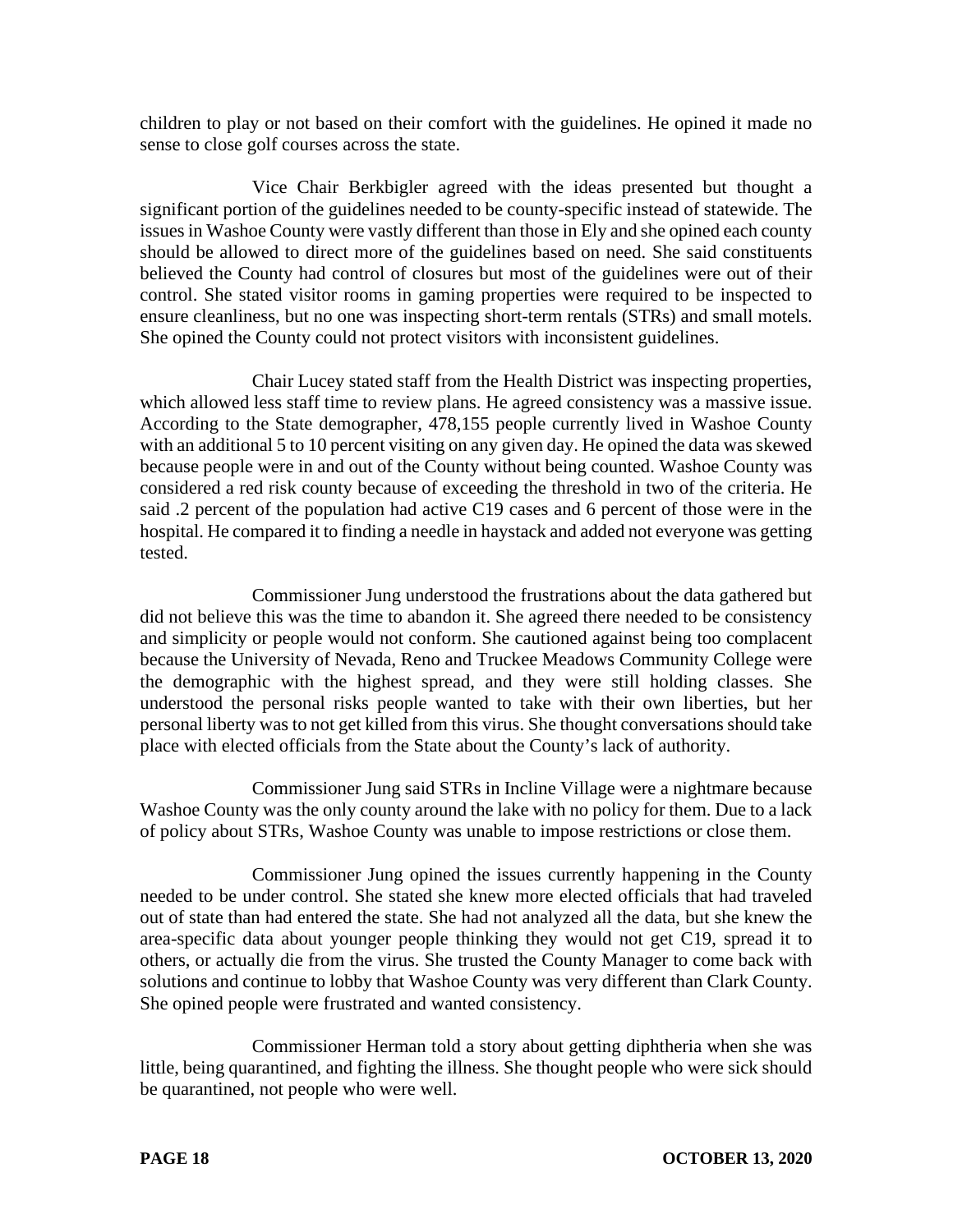children to play or not based on their comfort with the guidelines. He opined it made no sense to close golf courses across the state.

Vice Chair Berkbigler agreed with the ideas presented but thought a significant portion of the guidelines needed to be county-specific instead of statewide. The issues in Washoe County were vastly different than those in Ely and she opined each county should be allowed to direct more of the guidelines based on need. She said constituents believed the County had control of closures but most of the guidelines were out of their control. She stated visitor rooms in gaming properties were required to be inspected to ensure cleanliness, but no one was inspecting short-term rentals (STRs) and small motels. She opined the County could not protect visitors with inconsistent guidelines.

Chair Lucey stated staff from the Health District was inspecting properties, which allowed less staff time to review plans. He agreed consistency was a massive issue. According to the State demographer, 478,155 people currently lived in Washoe County with an additional 5 to 10 percent visiting on any given day. He opined the data was skewed because people were in and out of the County without being counted. Washoe County was considered a red risk county because of exceeding the threshold in two of the criteria. He said .2 percent of the population had active C19 cases and 6 percent of those were in the hospital. He compared it to finding a needle in haystack and added not everyone was getting tested.

Commissioner Jung understood the frustrations about the data gathered but did not believe this was the time to abandon it. She agreed there needed to be consistency and simplicity or people would not conform. She cautioned against being too complacent because the University of Nevada, Reno and Truckee Meadows Community College were the demographic with the highest spread, and they were still holding classes. She understood the personal risks people wanted to take with their own liberties, but her personal liberty was to not get killed from this virus. She thought conversations should take place with elected officials from the State about the County's lack of authority.

Commissioner Jung said STRs in Incline Village were a nightmare because Washoe County was the only county around the lake with no policy for them. Due to a lack of policy about STRs, Washoe County was unable to impose restrictions or close them.

Commissioner Jung opined the issues currently happening in the County needed to be under control. She stated she knew more elected officials that had traveled out of state than had entered the state. She had not analyzed all the data, but she knew the area-specific data about younger people thinking they would not get C19, spread it to others, or actually die from the virus. She trusted the County Manager to come back with solutions and continue to lobby that Washoe County was very different than Clark County. She opined people were frustrated and wanted consistency.

Commissioner Herman told a story about getting diphtheria when she was little, being quarantined, and fighting the illness. She thought people who were sick should be quarantined, not people who were well.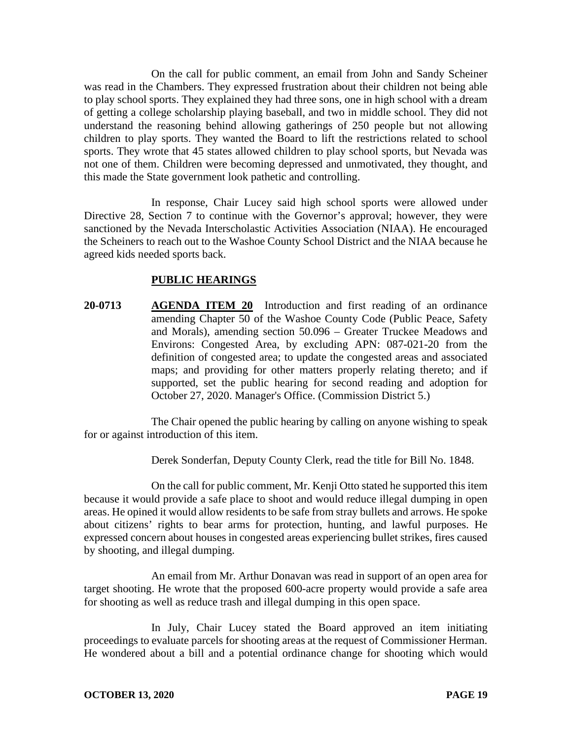On the call for public comment, an email from John and Sandy Scheiner was read in the Chambers. They expressed frustration about their children not being able to play school sports. They explained they had three sons, one in high school with a dream of getting a college scholarship playing baseball, and two in middle school. They did not understand the reasoning behind allowing gatherings of 250 people but not allowing children to play sports. They wanted the Board to lift the restrictions related to school sports. They wrote that 45 states allowed children to play school sports, but Nevada was not one of them. Children were becoming depressed and unmotivated, they thought, and this made the State government look pathetic and controlling.

In response, Chair Lucey said high school sports were allowed under Directive 28, Section 7 to continue with the Governor's approval; however, they were sanctioned by the Nevada Interscholastic Activities Association (NIAA). He encouraged the Scheiners to reach out to the Washoe County School District and the NIAA because he agreed kids needed sports back.

## PUBLIC HEARINGS

**20-0713** **AGENDA ITEM 20** Introduction and first reading of an ordinance amending Chapter 50 of the Washoe County Code (Public Peace, Safety and Morals), amending section 50.096 – Greater Truckee Meadows and Environs: Congested Area, by excluding APN: 087-021-20 from the definition of congested area; to update the congested areas and associated maps; and providing for other matters properly relating thereto; and if supported, set the public hearing for second reading and adoption for October 27, 2020. Manager's Office. (Commission District 5.)

The Chair opened the public hearing by calling on anyone wishing to speak for or against introduction of this item.

Derek Sonderfan, Deputy County Clerk, read the title for Bill No. 1848.

On the call for public comment, Mr. Kenji Otto stated he supported this item because it would provide a safe place to shoot and would reduce illegal dumping in open areas. He opined it would allow residents to be safe from stray bullets and arrows. He spoke about citizens' rights to bear arms for protection, hunting, and lawful purposes. He expressed concern about houses in congested areas experiencing bullet strikes, fires caused by shooting, and illegal dumping.

An email from Mr. Arthur Donavan was read in support of an open area for target shooting. He wrote that the proposed 600-acre property would provide a safe area for shooting as well as reduce trash and illegal dumping in this open space.

In July, Chair Lucey stated the Board approved an item initiating proceedings to evaluate parcels for shooting areas at the request of Commissioner Herman. He wondered about a bill and a potential ordinance change for shooting which would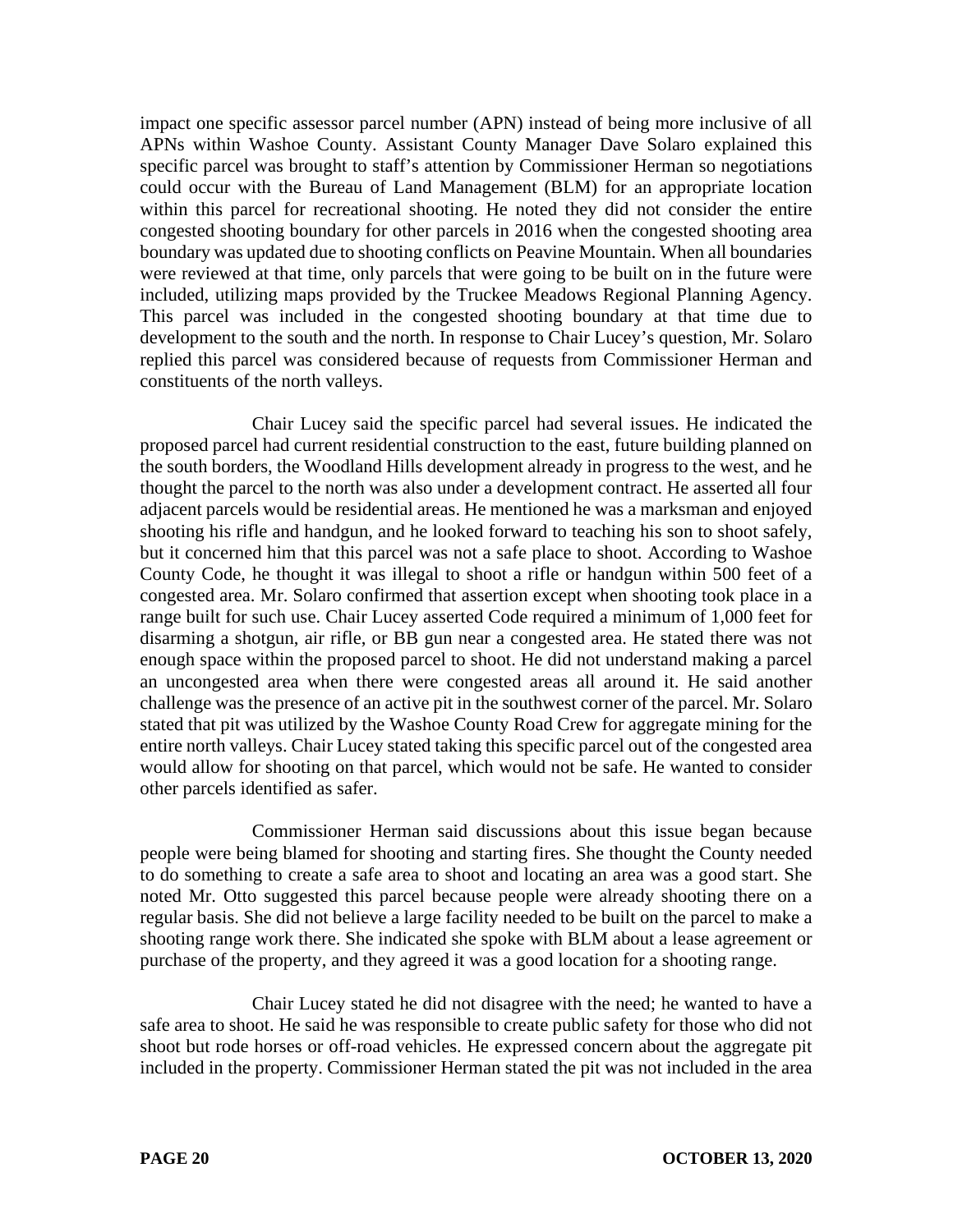impact one specific assessor parcel number (APN) instead of being more inclusive of all APNs within Washoe County. Assistant County Manager Dave Solaro explained this specific parcel was brought to staff's attention by Commissioner Herman so negotiations could occur with the Bureau of Land Management (BLM) for an appropriate location within this parcel for recreational shooting. He noted they did not consider the entire congested shooting boundary for other parcels in 2016 when the congested shooting area boundary was updated due to shooting conflicts on Peavine Mountain. When all boundaries were reviewed at that time, only parcels that were going to be built on in the future were included, utilizing maps provided by the Truckee Meadows Regional Planning Agency. This parcel was included in the congested shooting boundary at that time due to development to the south and the north. In response to Chair Lucey's question, Mr. Solaro replied this parcel was considered because of requests from Commissioner Herman and constituents of the north valleys.

Chair Lucey said the specific parcel had several issues. He indicated the proposed parcel had current residential construction to the east, future building planned on the south borders, the Woodland Hills development already in progress to the west, and he thought the parcel to the north was also under a development contract. He asserted all four adjacent parcels would be residential areas. He mentioned he was a marksman and enjoyed shooting his rifle and handgun, and he looked forward to teaching his son to shoot safely, but it concerned him that this parcel was not a safe place to shoot. According to Washoe County Code, he thought it was illegal to shoot a rifle or handgun within 500 feet of a congested area. Mr. Solaro confirmed that assertion except when shooting took place in a range built for such use. Chair Lucey asserted Code required a minimum of 1,000 feet for disarming a shotgun, air rifle, or BB gun near a congested area. He stated there was not enough space within the proposed parcel to shoot. He did not understand making a parcel an uncongested area when there were congested areas all around it. He said another challenge was the presence of an active pit in the southwest corner of the parcel. Mr. Solaro stated that pit was utilized by the Washoe County Road Crew for aggregate mining for the entire north valleys. Chair Lucey stated taking this specific parcel out of the congested area would allow for shooting on that parcel, which would not be safe. He wanted to consider other parcels identified as safer.

Commissioner Herman said discussions about this issue began because people were being blamed for shooting and starting fires. She thought the County needed to do something to create a safe area to shoot and locating an area was a good start. She noted Mr. Otto suggested this parcel because people were already shooting there on a regular basis. She did not believe a large facility needed to be built on the parcel to make a shooting range work there. She indicated she spoke with BLM about a lease agreement or purchase of the property, and they agreed it was a good location for a shooting range.

Chair Lucey stated he did not disagree with the need; he wanted to have a safe area to shoot. He said he was responsible to create public safety for those who did not shoot but rode horses or off-road vehicles. He expressed concern about the aggregate pit included in the property. Commissioner Herman stated the pit was not included in the area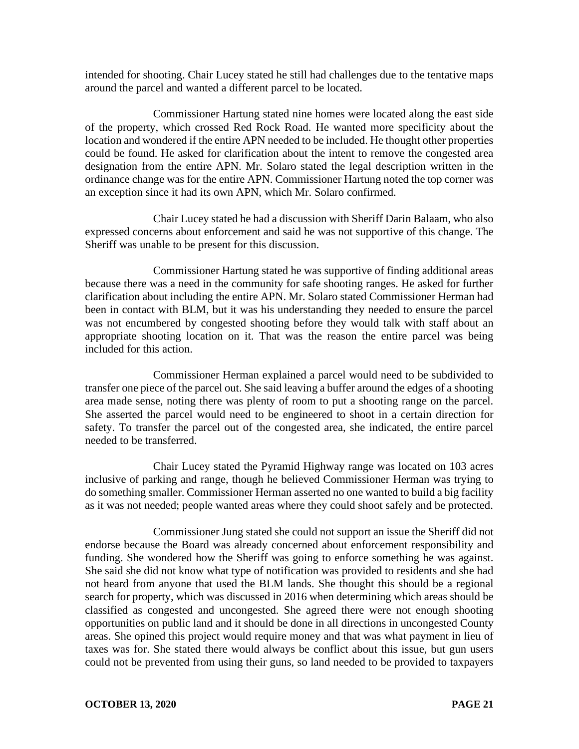intended for shooting. Chair Lucey stated he still had challenges due to the tentative maps around the parcel and wanted a different parcel to be located.

Commissioner Hartung stated nine homes were located along the east side of the property, which crossed Red Rock Road. He wanted more specificity about the location and wondered if the entire APN needed to be included. He thought other properties could be found. He asked for clarification about the intent to remove the congested area designation from the entire APN. Mr. Solaro stated the legal description written in the ordinance change was for the entire APN. Commissioner Hartung noted the top corner was an exception since it had its own APN, which Mr. Solaro confirmed.

Chair Lucey stated he had a discussion with Sheriff Darin Balaam, who also expressed concerns about enforcement and said he was not supportive of this change. The Sheriff was unable to be present for this discussion.

Commissioner Hartung stated he was supportive of finding additional areas because there was a need in the community for safe shooting ranges. He asked for further clarification about including the entire APN. Mr. Solaro stated Commissioner Herman had been in contact with BLM, but it was his understanding they needed to ensure the parcel was not encumbered by congested shooting before they would talk with staff about an appropriate shooting location on it. That was the reason the entire parcel was being included for this action.

Commissioner Herman explained a parcel would need to be subdivided to transfer one piece of the parcel out. She said leaving a buffer around the edges of a shooting area made sense, noting there was plenty of room to put a shooting range on the parcel. She asserted the parcel would need to be engineered to shoot in a certain direction for safety. To transfer the parcel out of the congested area, she indicated, the entire parcel needed to be transferred.

Chair Lucey stated the Pyramid Highway range was located on 103 acres inclusive of parking and range, though he believed Commissioner Herman was trying to do something smaller. Commissioner Herman asserted no one wanted to build a big facility as it was not needed; people wanted areas where they could shoot safely and be protected.

Commissioner Jung stated she could not support an issue the Sheriff did not endorse because the Board was already concerned about enforcement responsibility and funding. She wondered how the Sheriff was going to enforce something he was against. She said she did not know what type of notification was provided to residents and she had not heard from anyone that used the BLM lands. She thought this should be a regional search for property, which was discussed in 2016 when determining which areas should be classified as congested and uncongested. She agreed there were not enough shooting opportunities on public land and it should be done in all directions in uncongested County areas. She opined this project would require money and that was what payment in lieu of taxes was for. She stated there would always be conflict about this issue, but gun users could not be prevented from using their guns, so land needed to be provided to taxpayers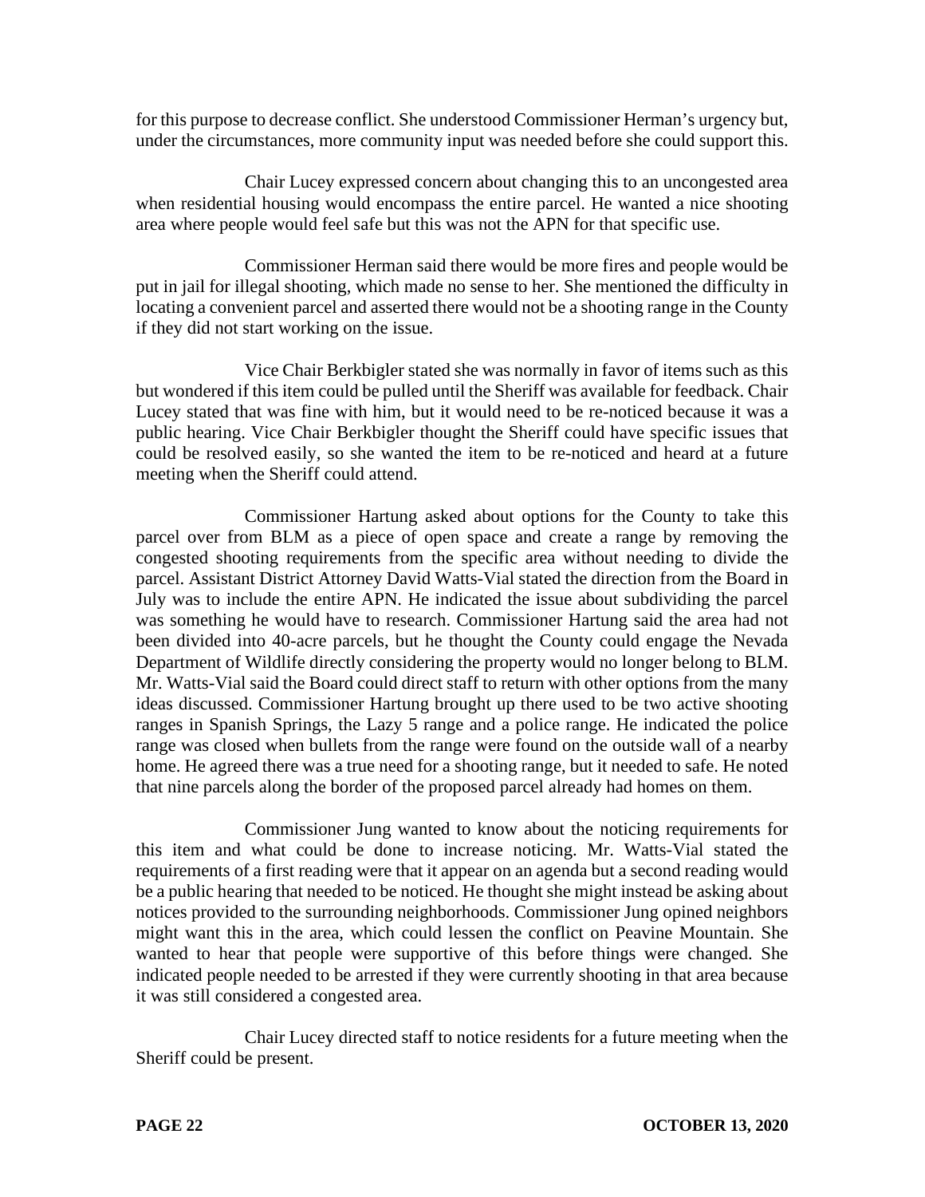for this purpose to decrease conflict. She understood Commissioner Herman's urgency but, under the circumstances, more community input was needed before she could support this.

Chair Lucey expressed concern about changing this to an uncongested area when residential housing would encompass the entire parcel. He wanted a nice shooting area where people would feel safe but this was not the APN for that specific use.

Commissioner Herman said there would be more fires and people would be put in jail for illegal shooting, which made no sense to her. She mentioned the difficulty in locating a convenient parcel and asserted there would not be a shooting range in the County if they did not start working on the issue.

Vice Chair Berkbigler stated she was normally in favor of items such as this but wondered if this item could be pulled until the Sheriff was available for feedback. Chair Lucey stated that was fine with him, but it would need to be re-noticed because it was a public hearing. Vice Chair Berkbigler thought the Sheriff could have specific issues that could be resolved easily, so she wanted the item to be re-noticed and heard at a future meeting when the Sheriff could attend.

Commissioner Hartung asked about options for the County to take this parcel over from BLM as a piece of open space and create a range by removing the congested shooting requirements from the specific area without needing to divide the parcel. Assistant District Attorney David Watts-Vial stated the direction from the Board in July was to include the entire APN. He indicated the issue about subdividing the parcel was something he would have to research. Commissioner Hartung said the area had not been divided into 40-acre parcels, but he thought the County could engage the Nevada Department of Wildlife directly considering the property would no longer belong to BLM. Mr. Watts-Vial said the Board could direct staff to return with other options from the many ideas discussed. Commissioner Hartung brought up there used to be two active shooting ranges in Spanish Springs, the Lazy 5 range and a police range. He indicated the police range was closed when bullets from the range were found on the outside wall of a nearby home. He agreed there was a true need for a shooting range, but it needed to safe. He noted that nine parcels along the border of the proposed parcel already had homes on them.

Commissioner Jung wanted to know about the noticing requirements for this item and what could be done to increase noticing. Mr. Watts-Vial stated the requirements of a first reading were that it appear on an agenda but a second reading would be a public hearing that needed to be noticed. He thought she might instead be asking about notices provided to the surrounding neighborhoods. Commissioner Jung opined neighbors might want this in the area, which could lessen the conflict on Peavine Mountain. She wanted to hear that people were supportive of this before things were changed. She indicated people needed to be arrested if they were currently shooting in that area because it was still considered a congested area.

Chair Lucey directed staff to notice residents for a future meeting when the Sheriff could be present.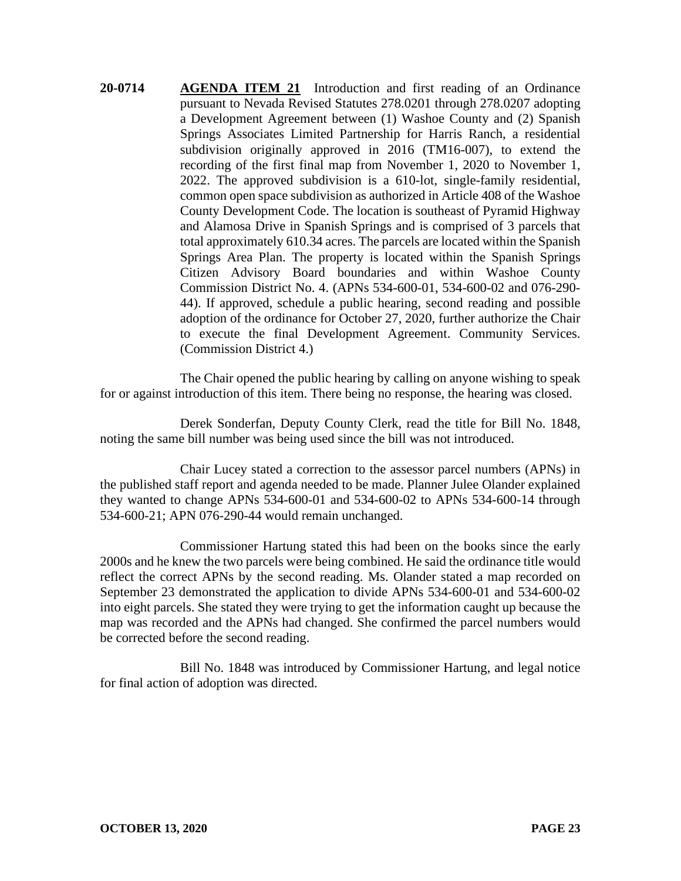**20-0714** **AGENDA ITEM 21** Introduction and first reading of an Ordinance pursuant to Nevada Revised Statutes 278.0201 through 278.0207 adopting a Development Agreement between (1) Washoe County and (2) Spanish Springs Associates Limited Partnership for Harris Ranch, a residential subdivision originally approved in 2016 (TM16-007), to extend the recording of the first final map from November 1, 2020 to November 1, 2022. The approved subdivision is a 610-lot, single-family residential, common open space subdivision as authorized in Article 408 of the Washoe County Development Code. The location is southeast of Pyramid Highway and Alamosa Drive in Spanish Springs and is comprised of 3 parcels that total approximately 610.34 acres. The parcels are located within the Spanish Springs Area Plan. The property is located within the Spanish Springs Citizen Advisory Board boundaries and within Washoe County Commission District No. 4. (APNs 534-600-01, 534-600-02 and 076-290-44). If approved, schedule a public hearing, second reading and possible adoption of the ordinance for October 27, 2020, further authorize the Chair to execute the final Development Agreement. Community Services. (Commission District 4.)

The Chair opened the public hearing by calling on anyone wishing to speak for or against introduction of this item. There being no response, the hearing was closed.

Derek Sonderfan, Deputy County Clerk, read the title for Bill No. 1848, noting the same bill number was being used since the bill was not introduced.

Chair Lucey stated a correction to the assessor parcel numbers (APNs) in the published staff report and agenda needed to be made. Planner Julee Olander explained they wanted to change APNs 534-600-01 and 534-600-02 to APNs 534-600-14 through 534-600-21; APN 076-290-44 would remain unchanged.

Commissioner Hartung stated this had been on the books since the early 2000s and he knew the two parcels were being combined. He said the ordinance title would reflect the correct APNs by the second reading. Ms. Olander stated a map recorded on September 23 demonstrated the application to divide APNs 534-600-01 and 534-600-02 into eight parcels. She stated they were trying to get the information caught up because the map was recorded and the APNs had changed. She confirmed the parcel numbers would be corrected before the second reading.

Bill No. 1848 was introduced by Commissioner Hartung, and legal notice for final action of adoption was directed.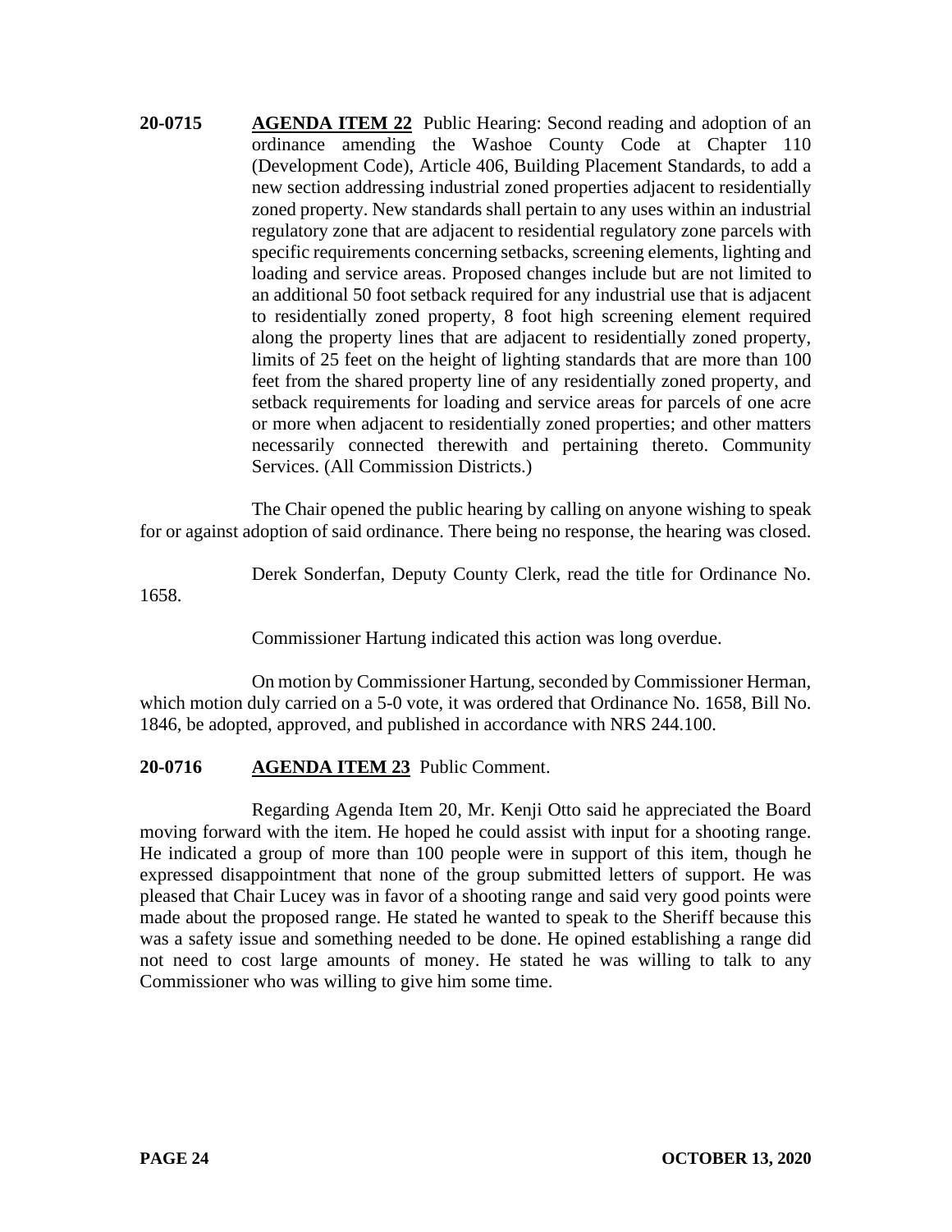**20-0715** **AGENDA ITEM 22** Public Hearing: Second reading and adoption of an ordinance amending the Washoe County Code at Chapter 110 (Development Code), Article 406, Building Placement Standards, to add a new section addressing industrial zoned properties adjacent to residentially zoned property. New standards shall pertain to any uses within an industrial regulatory zone that are adjacent to residential regulatory zone parcels with specific requirements concerning setbacks, screening elements, lighting and loading and service areas. Proposed changes include but are not limited to an additional 50 foot setback required for any industrial use that is adjacent to residentially zoned property, 8 foot high screening element required along the property lines that are adjacent to residentially zoned property, limits of 25 feet on the height of lighting standards that are more than 100 feet from the shared property line of any residentially zoned property, and setback requirements for loading and service areas for parcels of one acre or more when adjacent to residentially zoned properties; and other matters necessarily connected therewith and pertaining thereto. Community Services. (All Commission Districts.)

The Chair opened the public hearing by calling on anyone wishing to speak for or against adoption of said ordinance. There being no response, the hearing was closed.

Derek Sonderfan, Deputy County Clerk, read the title for Ordinance No. 1658.

Commissioner Hartung indicated this action was long overdue.

On motion by Commissioner Hartung, seconded by Commissioner Herman, which motion duly carried on a 5-0 vote, it was ordered that Ordinance No. 1658, Bill No. 1846, be adopted, approved, and published in accordance with NRS 244.100.

**20-0716** **AGENDA ITEM 23** Public Comment.

Regarding Agenda Item 20, Mr. Kenji Otto said he appreciated the Board moving forward with the item. He hoped he could assist with input for a shooting range. He indicated a group of more than 100 people were in support of this item, though he expressed disappointment that none of the group submitted letters of support. He was pleased that Chair Lucey was in favor of a shooting range and said very good points were made about the proposed range. He stated he wanted to speak to the Sheriff because this was a safety issue and something needed to be done. He opined establishing a range did not need to cost large amounts of money. He stated he was willing to talk to any Commissioner who was willing to give him some time.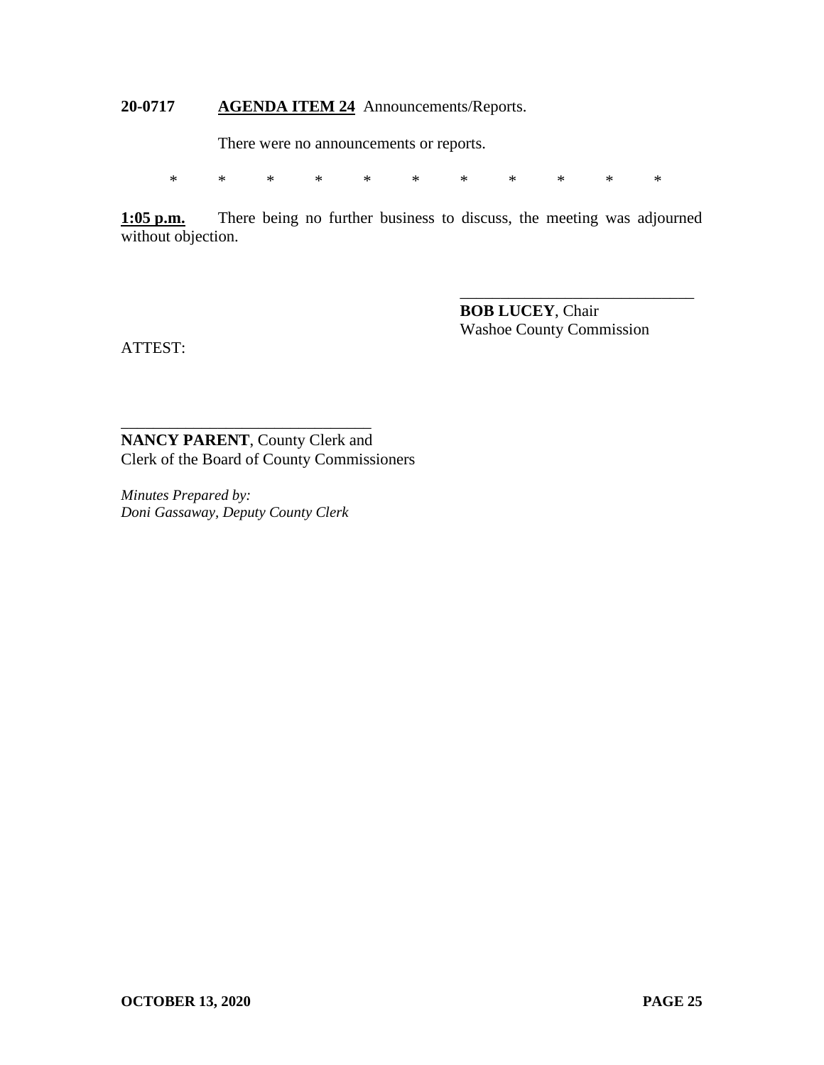**20-0717** **AGENDA ITEM 24** Announcements/Reports.

There were no announcements or reports.

\* \* \* \* \* \* \* \* \* \* \*

**1:05 p.m.** There being no further business to discuss, the meeting was adjourned without objection.

\_\_\_\_\_\_\_\_\_\_\_\_\_\_\_\_\_\_\_\_\_\_\_\_\_\_\_\_\_\_
**BOB LUCEY**, Chair
Washoe County Commission

ATTEST:

\_\_\_\_\_\_\_\_\_\_\_\_\_\_\_\_\_\_\_\_\_\_\_\_\_\_\_\_\_\_
**NANCY PARENT**, County Clerk and
Clerk of the Board of County Commissioners

*Minutes Prepared by:*
*Doni Gassaway, Deputy County Clerk*